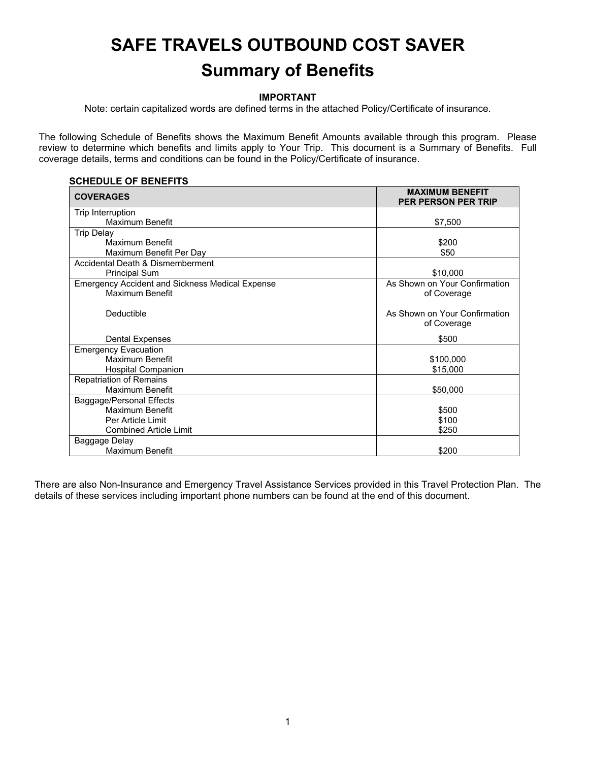# SAFE TRAVELS OUTBOUND COST SAVER

## Summary of Benefits

**IMPORTANT**

Note: certain capitalized words are defined terms in the attached Policy/Certificate of insurance.

The following Schedule of Benefits shows the Maximum Benefit Amounts available through this program. Please review to determine which benefits and limits apply to Your Trip. This document is a Summary of Benefits. Full coverage details, terms and conditions can be found in the Policy/Certificate of insurance.

**SCHEDULE OF BENEFITS**

| COVERAGES | MAXIMUM BENEFIT PER PERSON PER TRIP |
|---|---|
| Trip Interruption | |
| Maximum Benefit | $7,500 |
| Trip Delay | |
| Maximum Benefit | $200 |
| Maximum Benefit Per Day | $50 |
| Accidental Death & Dismemberment | |
| Principal Sum | $10,000 |
| Emergency Accident and Sickness Medical Expense | |
| Maximum Benefit | As Shown on Your Confirmation of Coverage |
| Deductible | As Shown on Your Confirmation of Coverage |
| Dental Expenses | $500 |
| Emergency Evacuation | |
| Maximum Benefit | $100,000 |
| Hospital Companion | $15,000 |
| Repatriation of Remains | |
| Maximum Benefit | $50,000 |
| Baggage/Personal Effects | |
| Maximum Benefit | $500 |
| Per Article Limit | $100 |
| Combined Article Limit | $250 |
| Baggage Delay | |
| Maximum Benefit | $200 |

There are also Non-Insurance and Emergency Travel Assistance Services provided in this Travel Protection Plan. The details of these services including important phone numbers can be found at the end of this document.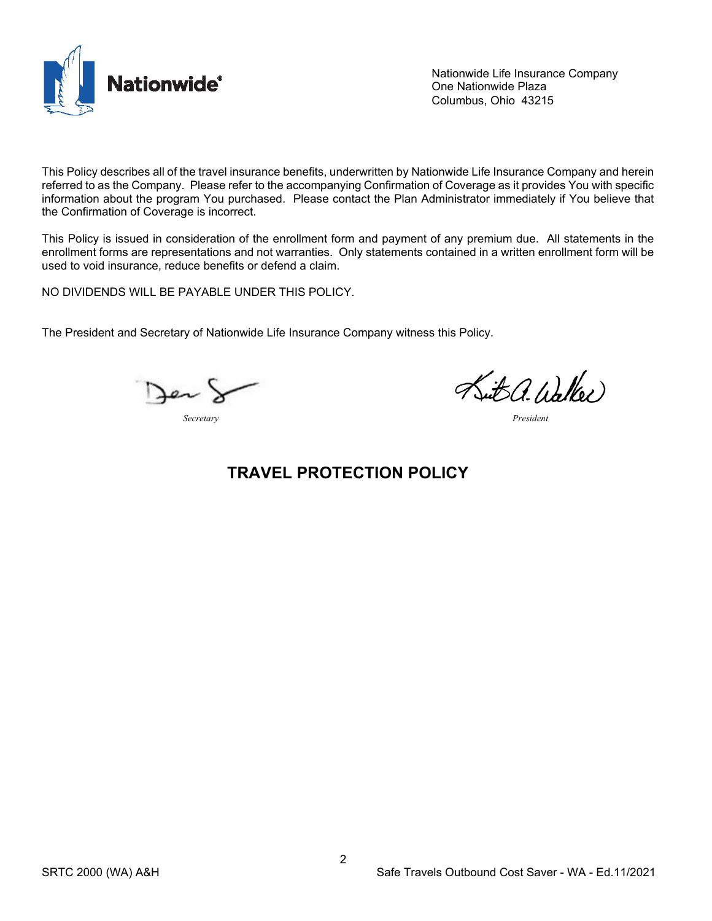Nationwide Life Insurance Company
One Nationwide Plaza
Columbus, Ohio 43215

This Policy describes all of the travel insurance benefits, underwritten by Nationwide Life Insurance Company and herein referred to as the Company. Please refer to the accompanying Confirmation of Coverage as it provides You with specific information about the program You purchased. Please contact the Plan Administrator immediately if You believe that the Confirmation of Coverage is incorrect.

This Policy is issued in consideration of the enrollment form and payment of any premium due. All statements in the enrollment forms are representations and not warranties. Only statements contained in a written enrollment form will be used to void insurance, reduce benefits or defend a claim.

NO DIVIDENDS WILL BE PAYABLE UNDER THIS POLICY.

The President and Secretary of Nationwide Life Insurance Company witness this Policy.

*Secretary*

*President*

## TRAVEL PROTECTION POLICY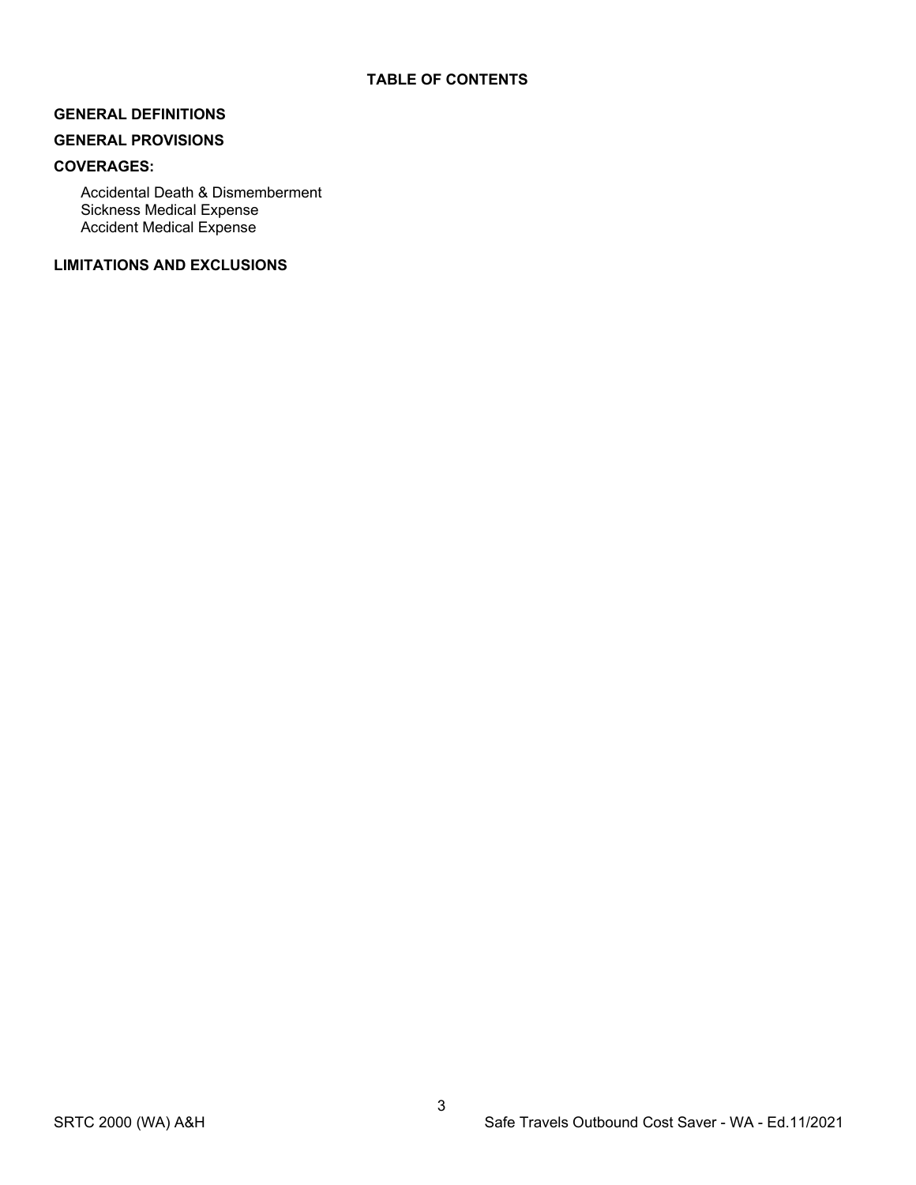## TABLE OF CONTENTS

**GENERAL DEFINITIONS**

**GENERAL PROVISIONS**

**COVERAGES:**

- Accidental Death & Dismemberment
- Sickness Medical Expense
- Accident Medical Expense

**LIMITATIONS AND EXCLUSIONS**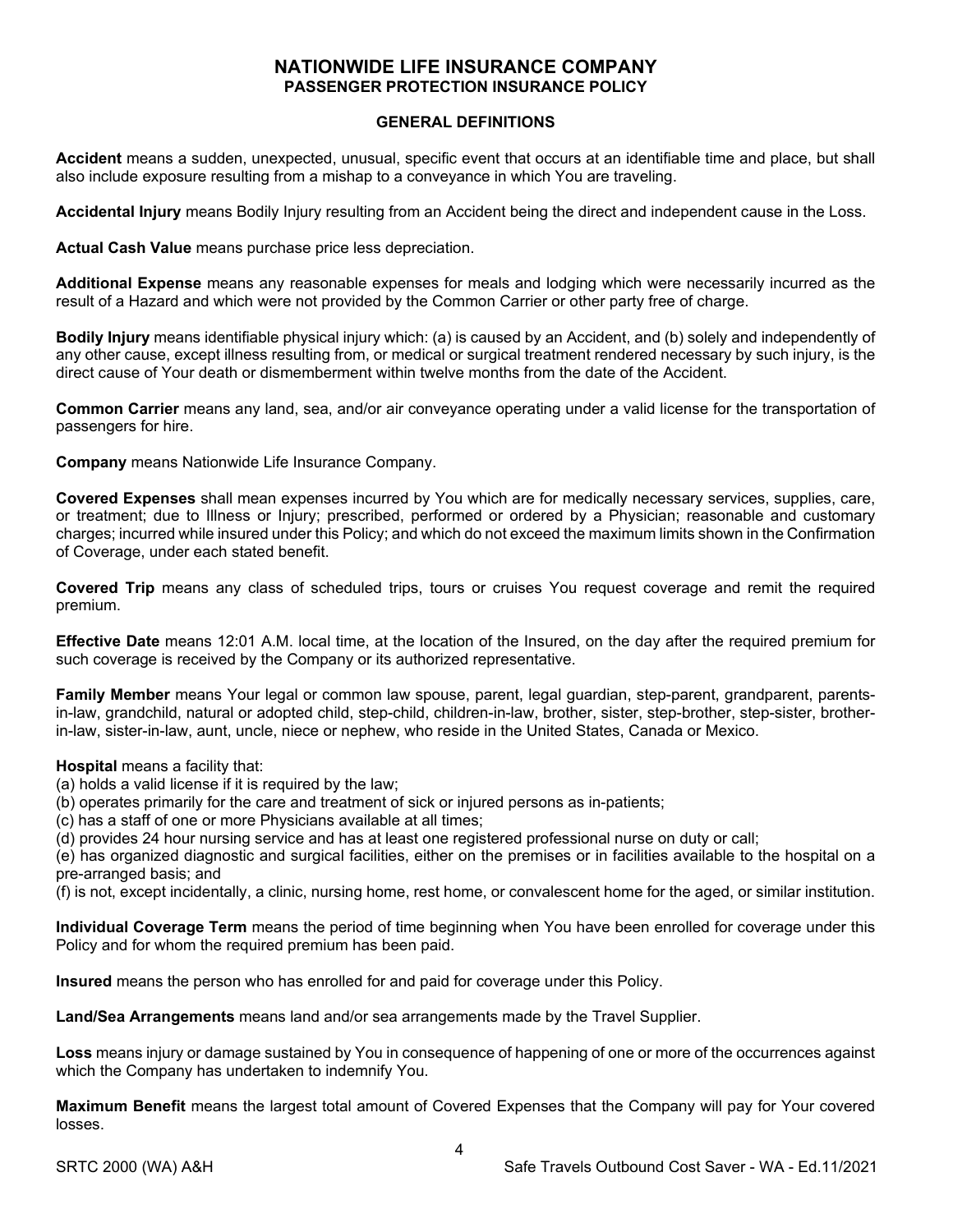# NATIONWIDE LIFE INSURANCE COMPANY
## PASSENGER PROTECTION INSURANCE POLICY

### GENERAL DEFINITIONS

**Accident** means a sudden, unexpected, unusual, specific event that occurs at an identifiable time and place, but shall also include exposure resulting from a mishap to a conveyance in which You are traveling.

**Accidental Injury** means Bodily Injury resulting from an Accident being the direct and independent cause in the Loss.

**Actual Cash Value** means purchase price less depreciation.

**Additional Expense** means any reasonable expenses for meals and lodging which were necessarily incurred as the result of a Hazard and which were not provided by the Common Carrier or other party free of charge.

**Bodily Injury** means identifiable physical injury which: (a) is caused by an Accident, and (b) solely and independently of any other cause, except illness resulting from, or medical or surgical treatment rendered necessary by such injury, is the direct cause of Your death or dismemberment within twelve months from the date of the Accident.

**Common Carrier** means any land, sea, and/or air conveyance operating under a valid license for the transportation of passengers for hire.

**Company** means Nationwide Life Insurance Company.

**Covered Expenses** shall mean expenses incurred by You which are for medically necessary services, supplies, care, or treatment; due to Illness or Injury; prescribed, performed or ordered by a Physician; reasonable and customary charges; incurred while insured under this Policy; and which do not exceed the maximum limits shown in the Confirmation of Coverage, under each stated benefit.

**Covered Trip** means any class of scheduled trips, tours or cruises You request coverage and remit the required premium.

**Effective Date** means 12:01 A.M. local time, at the location of the Insured, on the day after the required premium for such coverage is received by the Company or its authorized representative.

**Family Member** means Your legal or common law spouse, parent, legal guardian, step-parent, grandparent, parents-in-law, grandchild, natural or adopted child, step-child, children-in-law, brother, sister, step-brother, step-sister, brother-in-law, sister-in-law, aunt, uncle, niece or nephew, who reside in the United States, Canada or Mexico.

**Hospital** means a facility that:
(a) holds a valid license if it is required by the law;
(b) operates primarily for the care and treatment of sick or injured persons as in-patients;
(c) has a staff of one or more Physicians available at all times;
(d) provides 24 hour nursing service and has at least one registered professional nurse on duty or call;
(e) has organized diagnostic and surgical facilities, either on the premises or in facilities available to the hospital on a pre-arranged basis; and
(f) is not, except incidentally, a clinic, nursing home, rest home, or convalescent home for the aged, or similar institution.

**Individual Coverage Term** means the period of time beginning when You have been enrolled for coverage under this Policy and for whom the required premium has been paid.

**Insured** means the person who has enrolled for and paid for coverage under this Policy.

**Land/Sea Arrangements** means land and/or sea arrangements made by the Travel Supplier.

**Loss** means injury or damage sustained by You in consequence of happening of one or more of the occurrences against which the Company has undertaken to indemnify You.

**Maximum Benefit** means the largest total amount of Covered Expenses that the Company will pay for Your covered losses.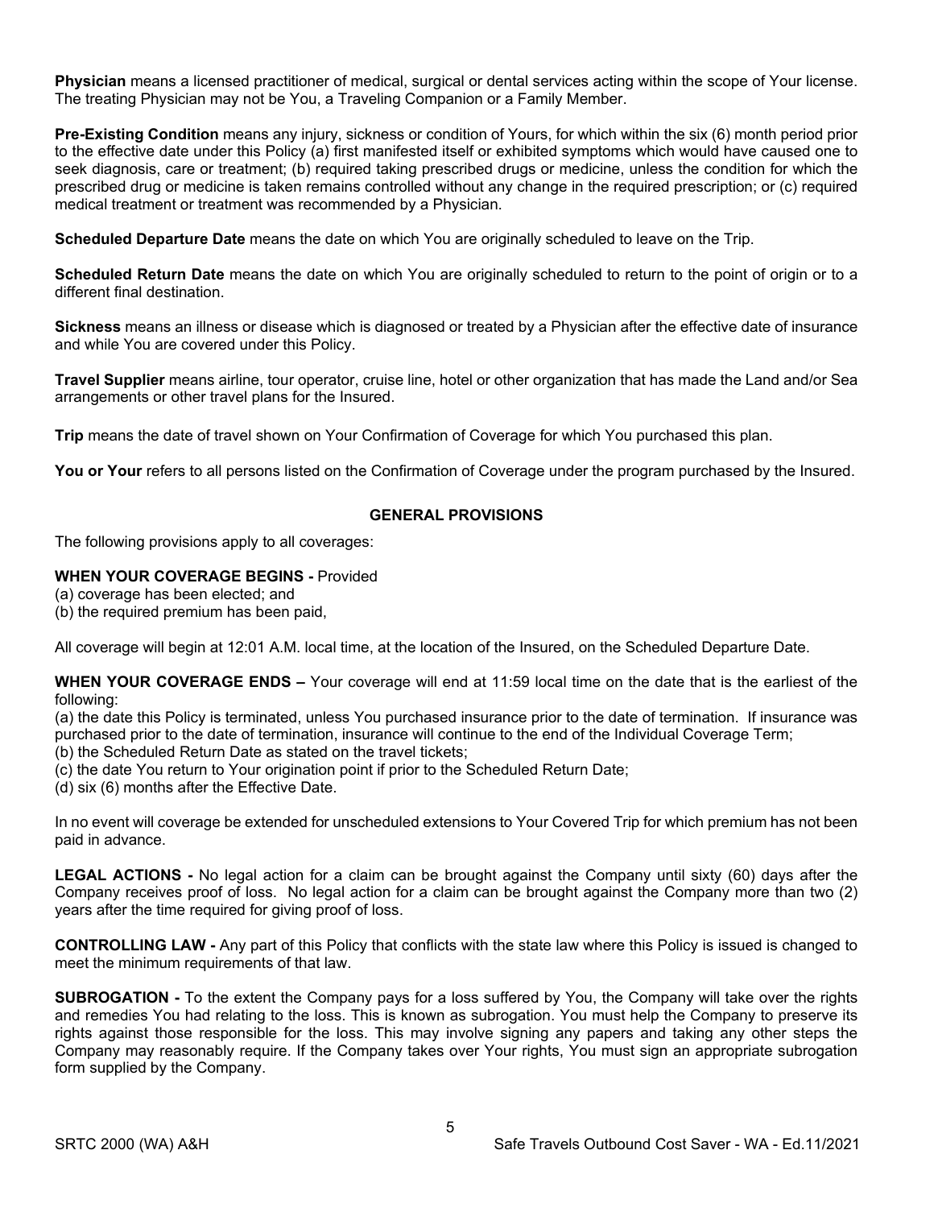**Physician** means a licensed practitioner of medical, surgical or dental services acting within the scope of Your license. The treating Physician may not be You, a Traveling Companion or a Family Member.

**Pre-Existing Condition** means any injury, sickness or condition of Yours, for which within the six (6) month period prior to the effective date under this Policy (a) first manifested itself or exhibited symptoms which would have caused one to seek diagnosis, care or treatment; (b) required taking prescribed drugs or medicine, unless the condition for which the prescribed drug or medicine is taken remains controlled without any change in the required prescription; or (c) required medical treatment or treatment was recommended by a Physician.

**Scheduled Departure Date** means the date on which You are originally scheduled to leave on the Trip.

**Scheduled Return Date** means the date on which You are originally scheduled to return to the point of origin or to a different final destination.

**Sickness** means an illness or disease which is diagnosed or treated by a Physician after the effective date of insurance and while You are covered under this Policy.

**Travel Supplier** means airline, tour operator, cruise line, hotel or other organization that has made the Land and/or Sea arrangements or other travel plans for the Insured.

**Trip** means the date of travel shown on Your Confirmation of Coverage for which You purchased this plan.

**You or Your** refers to all persons listed on the Confirmation of Coverage under the program purchased by the Insured.

## GENERAL PROVISIONS

The following provisions apply to all coverages:

**WHEN YOUR COVERAGE BEGINS -** Provided
(a) coverage has been elected; and
(b) the required premium has been paid,

All coverage will begin at 12:01 A.M. local time, at the location of the Insured, on the Scheduled Departure Date.

**WHEN YOUR COVERAGE ENDS –** Your coverage will end at 11:59 local time on the date that is the earliest of the following:
(a) the date this Policy is terminated, unless You purchased insurance prior to the date of termination. If insurance was purchased prior to the date of termination, insurance will continue to the end of the Individual Coverage Term;
(b) the Scheduled Return Date as stated on the travel tickets;
(c) the date You return to Your origination point if prior to the Scheduled Return Date;
(d) six (6) months after the Effective Date.

In no event will coverage be extended for unscheduled extensions to Your Covered Trip for which premium has not been paid in advance.

**LEGAL ACTIONS -** No legal action for a claim can be brought against the Company until sixty (60) days after the Company receives proof of loss. No legal action for a claim can be brought against the Company more than two (2) years after the time required for giving proof of loss.

**CONTROLLING LAW -** Any part of this Policy that conflicts with the state law where this Policy is issued is changed to meet the minimum requirements of that law.

**SUBROGATION -** To the extent the Company pays for a loss suffered by You, the Company will take over the rights and remedies You had relating to the loss. This is known as subrogation. You must help the Company to preserve its rights against those responsible for the loss. This may involve signing any papers and taking any other steps the Company may reasonably require. If the Company takes over Your rights, You must sign an appropriate subrogation form supplied by the Company.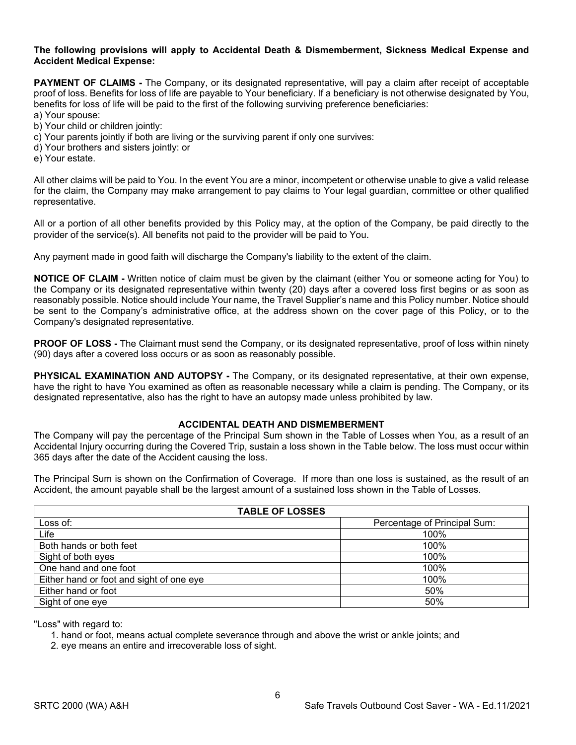**The following provisions will apply to Accidental Death & Dismemberment, Sickness Medical Expense and Accident Medical Expense:**

**PAYMENT OF CLAIMS -** The Company, or its designated representative, will pay a claim after receipt of acceptable proof of loss. Benefits for loss of life are payable to Your beneficiary. If a beneficiary is not otherwise designated by You, benefits for loss of life will be paid to the first of the following surviving preference beneficiaries:

a) Your spouse:
b) Your child or children jointly:
c) Your parents jointly if both are living or the surviving parent if only one survives:
d) Your brothers and sisters jointly: or
e) Your estate.

All other claims will be paid to You. In the event You are a minor, incompetent or otherwise unable to give a valid release for the claim, the Company may make arrangement to pay claims to Your legal guardian, committee or other qualified representative.

All or a portion of all other benefits provided by this Policy may, at the option of the Company, be paid directly to the provider of the service(s). All benefits not paid to the provider will be paid to You.

Any payment made in good faith will discharge the Company's liability to the extent of the claim.

**NOTICE OF CLAIM -** Written notice of claim must be given by the claimant (either You or someone acting for You) to the Company or its designated representative within twenty (20) days after a covered loss first begins or as soon as reasonably possible. Notice should include Your name, the Travel Supplier's name and this Policy number. Notice should be sent to the Company's administrative office, at the address shown on the cover page of this Policy, or to the Company's designated representative.

**PROOF OF LOSS -** The Claimant must send the Company, or its designated representative, proof of loss within ninety (90) days after a covered loss occurs or as soon as reasonably possible.

**PHYSICAL EXAMINATION AND AUTOPSY -** The Company, or its designated representative, at their own expense, have the right to have You examined as often as reasonable necessary while a claim is pending. The Company, or its designated representative, also has the right to have an autopsy made unless prohibited by law.

## ACCIDENTAL DEATH AND DISMEMBERMENT

The Company will pay the percentage of the Principal Sum shown in the Table of Losses when You, as a result of an Accidental Injury occurring during the Covered Trip, sustain a loss shown in the Table below. The loss must occur within 365 days after the date of the Accident causing the loss.

The Principal Sum is shown on the Confirmation of Coverage. If more than one loss is sustained, as the result of an Accident, the amount payable shall be the largest amount of a sustained loss shown in the Table of Losses.

| TABLE OF LOSSES | |
|---|---|
| Loss of: | Percentage of Principal Sum: |
| Life | 100% |
| Both hands or both feet | 100% |
| Sight of both eyes | 100% |
| One hand and one foot | 100% |
| Either hand or foot and sight of one eye | 100% |
| Either hand or foot | 50% |
| Sight of one eye | 50% |

"Loss" with regard to:

1. hand or foot, means actual complete severance through and above the wrist or ankle joints; and
2. eye means an entire and irrecoverable loss of sight.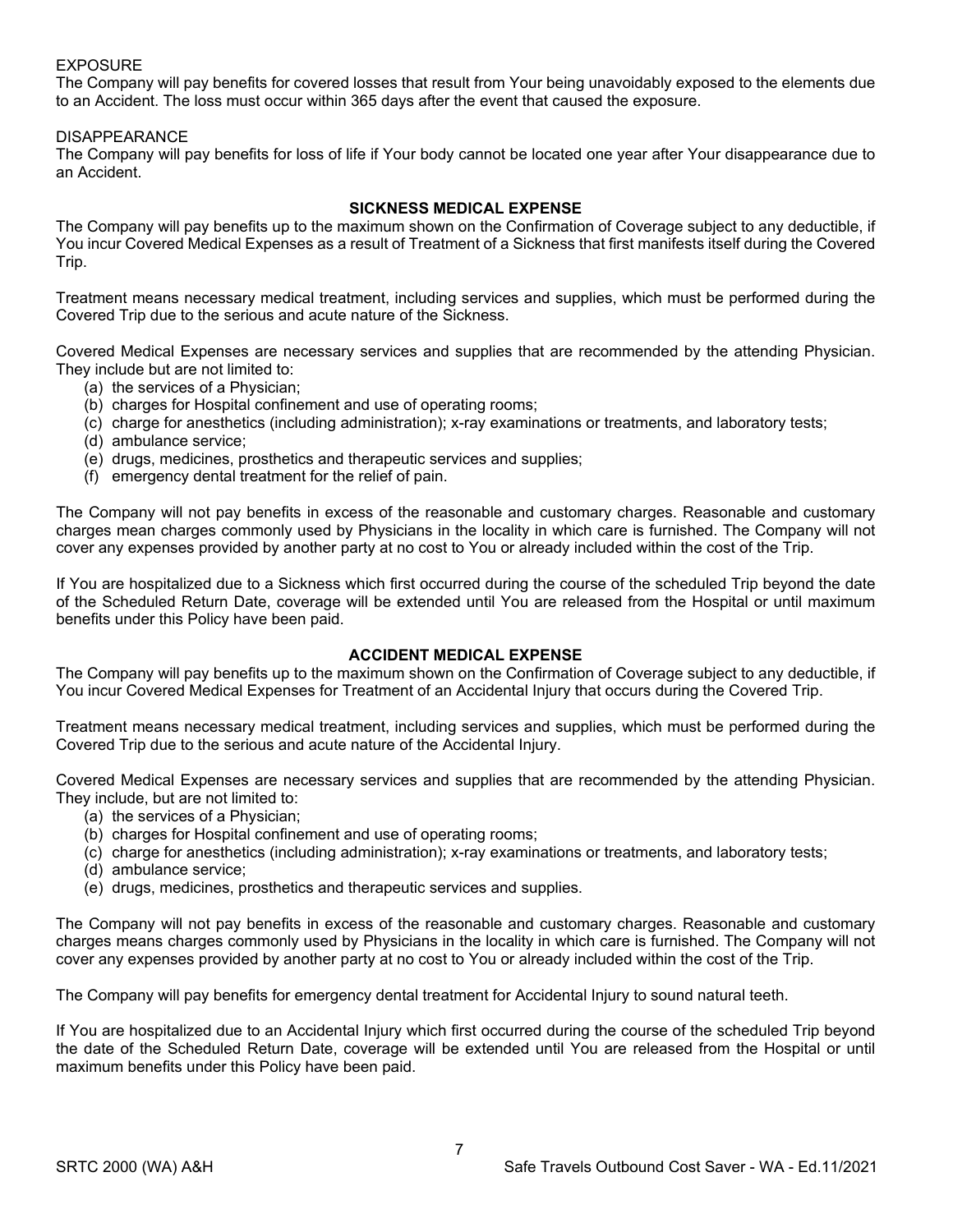EXPOSURE

The Company will pay benefits for covered losses that result from Your being unavoidably exposed to the elements due to an Accident. The loss must occur within 365 days after the event that caused the exposure.

DISAPPEARANCE

The Company will pay benefits for loss of life if Your body cannot be located one year after Your disappearance due to an Accident.

## SICKNESS MEDICAL EXPENSE

The Company will pay benefits up to the maximum shown on the Confirmation of Coverage subject to any deductible, if You incur Covered Medical Expenses as a result of Treatment of a Sickness that first manifests itself during the Covered Trip.

Treatment means necessary medical treatment, including services and supplies, which must be performed during the Covered Trip due to the serious and acute nature of the Sickness.

Covered Medical Expenses are necessary services and supplies that are recommended by the attending Physician. They include but are not limited to:

(a) the services of a Physician;
(b) charges for Hospital confinement and use of operating rooms;
(c) charge for anesthetics (including administration); x-ray examinations or treatments, and laboratory tests;
(d) ambulance service;
(e) drugs, medicines, prosthetics and therapeutic services and supplies;
(f) emergency dental treatment for the relief of pain.

The Company will not pay benefits in excess of the reasonable and customary charges. Reasonable and customary charges mean charges commonly used by Physicians in the locality in which care is furnished. The Company will not cover any expenses provided by another party at no cost to You or already included within the cost of the Trip.

If You are hospitalized due to a Sickness which first occurred during the course of the scheduled Trip beyond the date of the Scheduled Return Date, coverage will be extended until You are released from the Hospital or until maximum benefits under this Policy have been paid.

## ACCIDENT MEDICAL EXPENSE

The Company will pay benefits up to the maximum shown on the Confirmation of Coverage subject to any deductible, if You incur Covered Medical Expenses for Treatment of an Accidental Injury that occurs during the Covered Trip.

Treatment means necessary medical treatment, including services and supplies, which must be performed during the Covered Trip due to the serious and acute nature of the Accidental Injury.

Covered Medical Expenses are necessary services and supplies that are recommended by the attending Physician. They include, but are not limited to:

(a) the services of a Physician;
(b) charges for Hospital confinement and use of operating rooms;
(c) charge for anesthetics (including administration); x-ray examinations or treatments, and laboratory tests;
(d) ambulance service;
(e) drugs, medicines, prosthetics and therapeutic services and supplies.

The Company will not pay benefits in excess of the reasonable and customary charges. Reasonable and customary charges means charges commonly used by Physicians in the locality in which care is furnished. The Company will not cover any expenses provided by another party at no cost to You or already included within the cost of the Trip.

The Company will pay benefits for emergency dental treatment for Accidental Injury to sound natural teeth.

If You are hospitalized due to an Accidental Injury which first occurred during the course of the scheduled Trip beyond the date of the Scheduled Return Date, coverage will be extended until You are released from the Hospital or until maximum benefits under this Policy have been paid.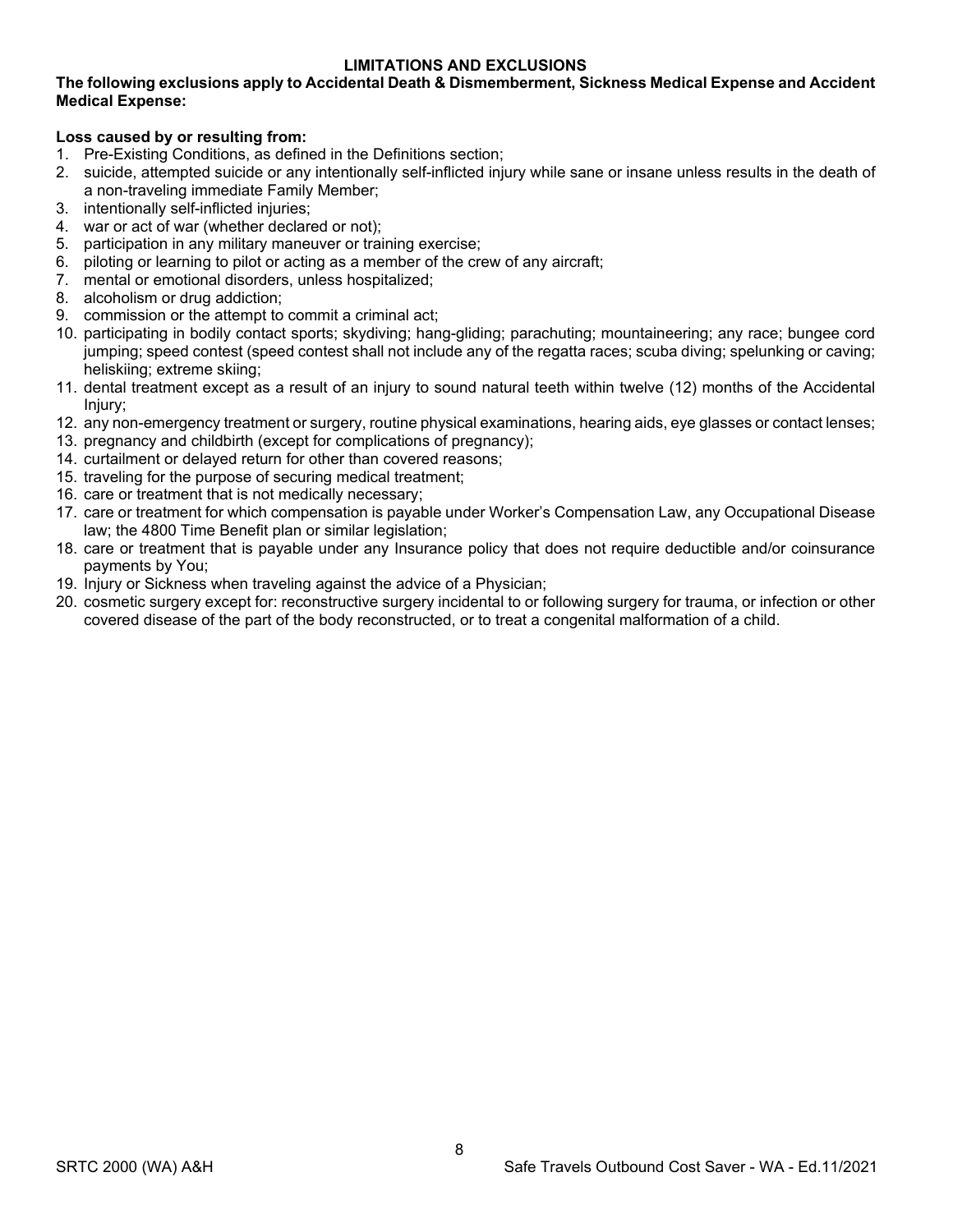## LIMITATIONS AND EXCLUSIONS

**The following exclusions apply to Accidental Death & Dismemberment, Sickness Medical Expense and Accident Medical Expense:**

**Loss caused by or resulting from:**

1. Pre-Existing Conditions, as defined in the Definitions section;
2. suicide, attempted suicide or any intentionally self-inflicted injury while sane or insane unless results in the death of a non-traveling immediate Family Member;
3. intentionally self-inflicted injuries;
4. war or act of war (whether declared or not);
5. participation in any military maneuver or training exercise;
6. piloting or learning to pilot or acting as a member of the crew of any aircraft;
7. mental or emotional disorders, unless hospitalized;
8. alcoholism or drug addiction;
9. commission or the attempt to commit a criminal act;
10. participating in bodily contact sports; skydiving; hang-gliding; parachuting; mountaineering; any race; bungee cord jumping; speed contest (speed contest shall not include any of the regatta races; scuba diving; spelunking or caving; heliskiing; extreme skiing;
11. dental treatment except as a result of an injury to sound natural teeth within twelve (12) months of the Accidental Injury;
12. any non-emergency treatment or surgery, routine physical examinations, hearing aids, eye glasses or contact lenses;
13. pregnancy and childbirth (except for complications of pregnancy);
14. curtailment or delayed return for other than covered reasons;
15. traveling for the purpose of securing medical treatment;
16. care or treatment that is not medically necessary;
17. care or treatment for which compensation is payable under Worker's Compensation Law, any Occupational Disease law; the 4800 Time Benefit plan or similar legislation;
18. care or treatment that is payable under any Insurance policy that does not require deductible and/or coinsurance payments by You;
19. Injury or Sickness when traveling against the advice of a Physician;
20. cosmetic surgery except for: reconstructive surgery incidental to or following surgery for trauma, or infection or other covered disease of the part of the body reconstructed, or to treat a congenital malformation of a child.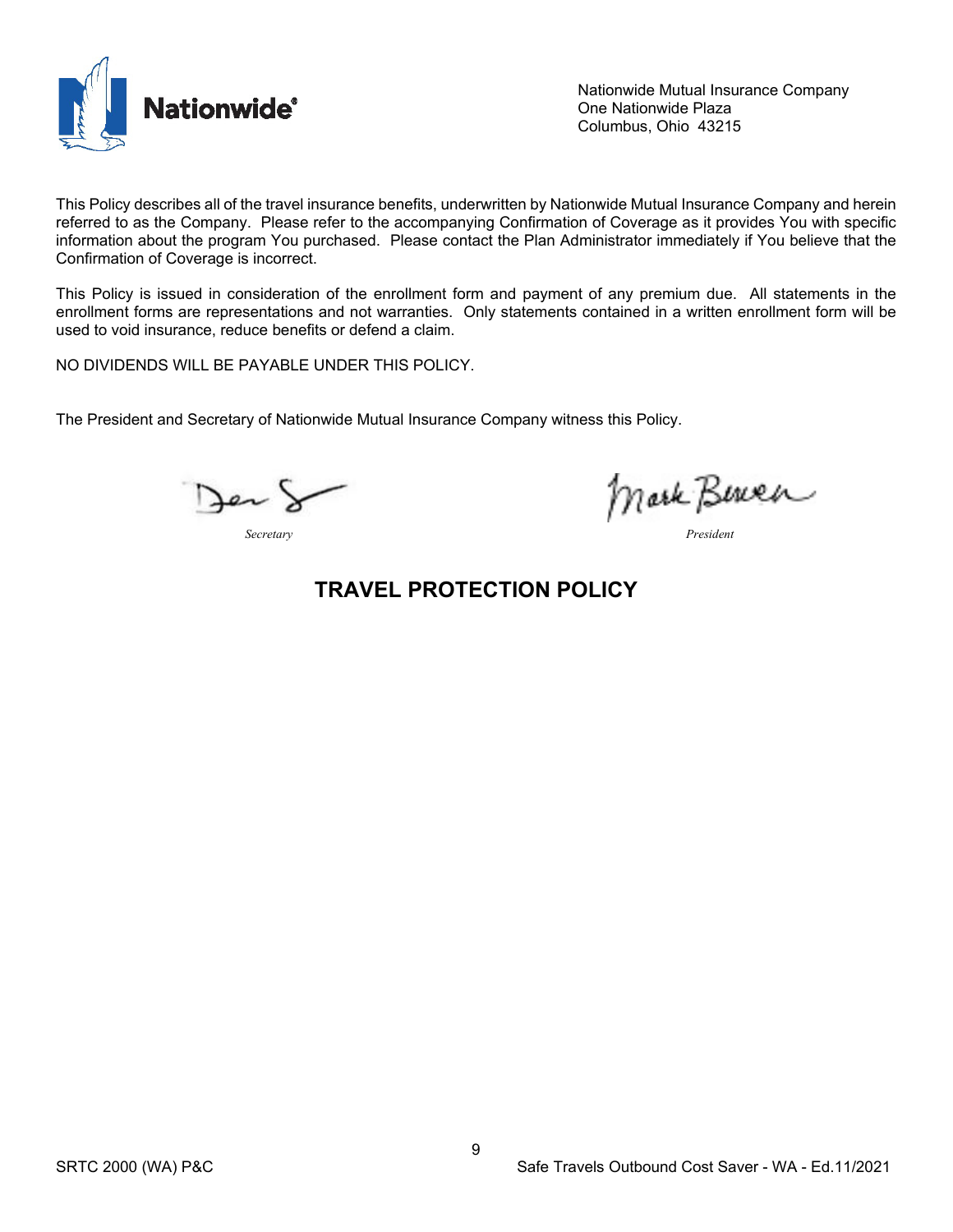Nationwide Mutual Insurance Company
One Nationwide Plaza
Columbus, Ohio 43215

This Policy describes all of the travel insurance benefits, underwritten by Nationwide Mutual Insurance Company and herein referred to as the Company. Please refer to the accompanying Confirmation of Coverage as it provides You with specific information about the program You purchased. Please contact the Plan Administrator immediately if You believe that the Confirmation of Coverage is incorrect.

This Policy is issued in consideration of the enrollment form and payment of any premium due. All statements in the enrollment forms are representations and not warranties. Only statements contained in a written enrollment form will be used to void insurance, reduce benefits or defend a claim.

NO DIVIDENDS WILL BE PAYABLE UNDER THIS POLICY.

The President and Secretary of Nationwide Mutual Insurance Company witness this Policy.

*Secretary* | *President*

# TRAVEL PROTECTION POLICY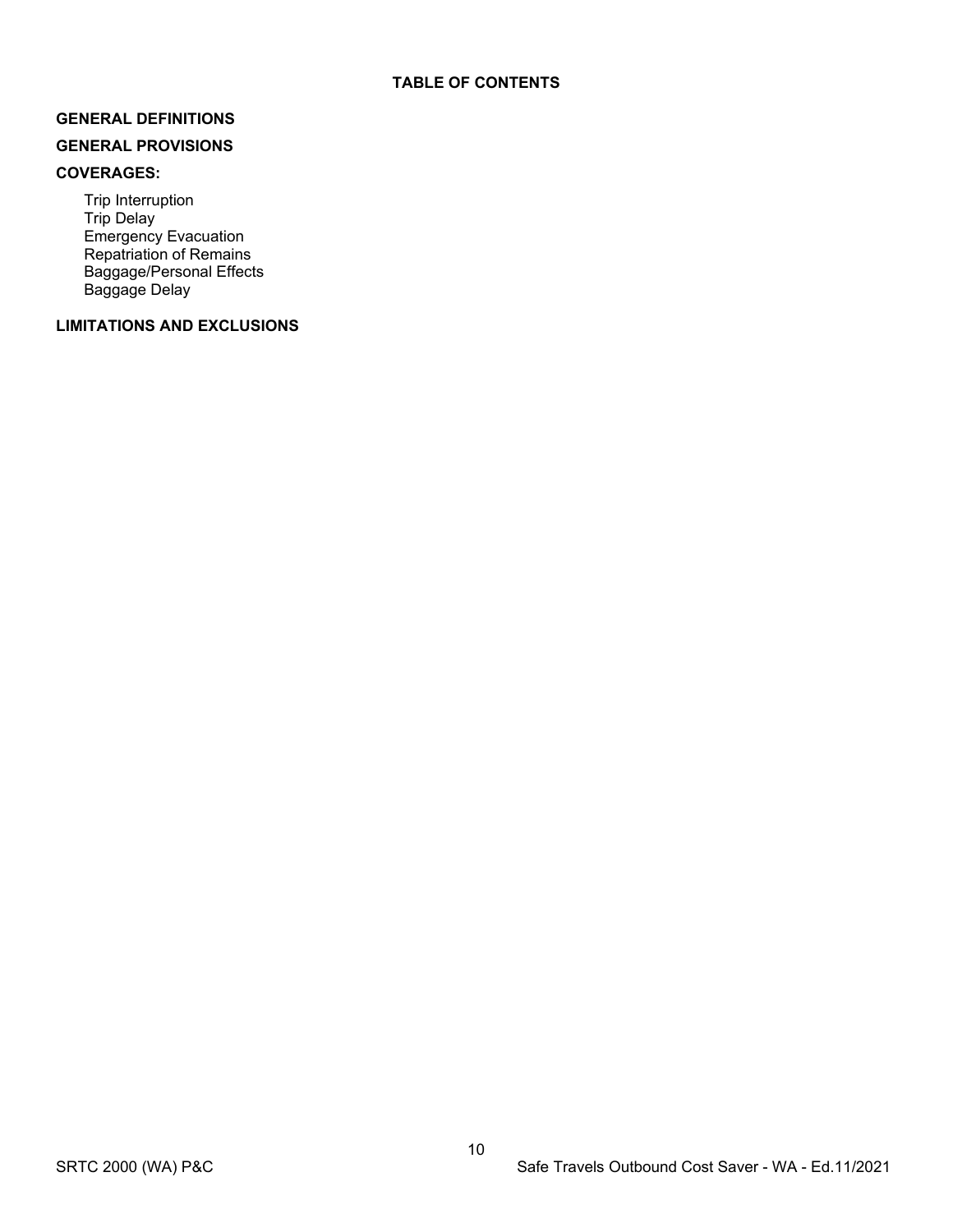## TABLE OF CONTENTS

**GENERAL DEFINITIONS**

**GENERAL PROVISIONS**

**COVERAGES:**

- Trip Interruption
- Trip Delay
- Emergency Evacuation
- Repatriation of Remains
- Baggage/Personal Effects
- Baggage Delay

**LIMITATIONS AND EXCLUSIONS**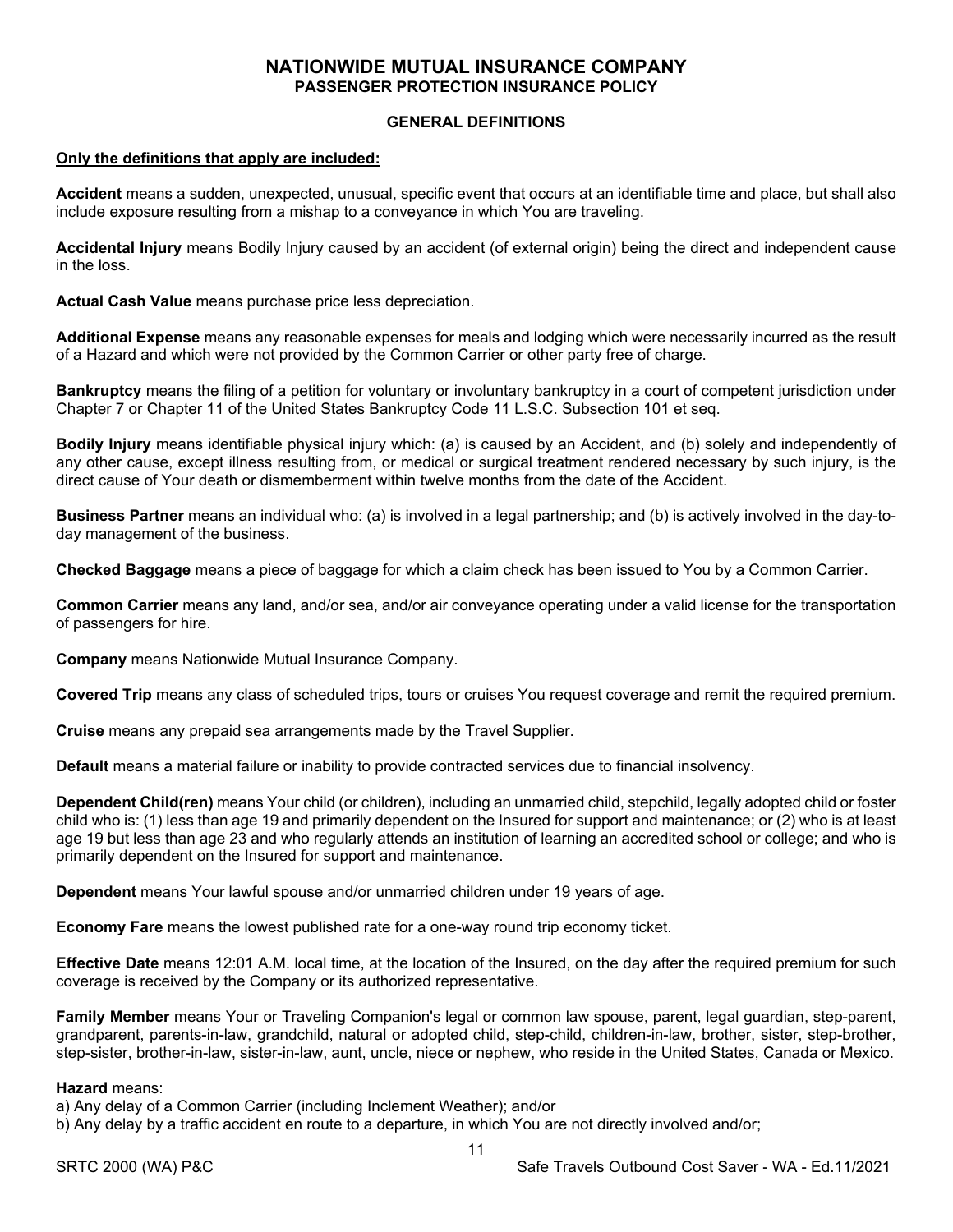# NATIONWIDE MUTUAL INSURANCE COMPANY
## PASSENGER PROTECTION INSURANCE POLICY

### GENERAL DEFINITIONS

**Only the definitions that apply are included:**

**Accident** means a sudden, unexpected, unusual, specific event that occurs at an identifiable time and place, but shall also include exposure resulting from a mishap to a conveyance in which You are traveling.

**Accidental Injury** means Bodily Injury caused by an accident (of external origin) being the direct and independent cause in the loss.

**Actual Cash Value** means purchase price less depreciation.

**Additional Expense** means any reasonable expenses for meals and lodging which were necessarily incurred as the result of a Hazard and which were not provided by the Common Carrier or other party free of charge.

**Bankruptcy** means the filing of a petition for voluntary or involuntary bankruptcy in a court of competent jurisdiction under Chapter 7 or Chapter 11 of the United States Bankruptcy Code 11 L.S.C. Subsection 101 et seq.

**Bodily Injury** means identifiable physical injury which: (a) is caused by an Accident, and (b) solely and independently of any other cause, except illness resulting from, or medical or surgical treatment rendered necessary by such injury, is the direct cause of Your death or dismemberment within twelve months from the date of the Accident.

**Business Partner** means an individual who: (a) is involved in a legal partnership; and (b) is actively involved in the day-to-day management of the business.

**Checked Baggage** means a piece of baggage for which a claim check has been issued to You by a Common Carrier.

**Common Carrier** means any land, and/or sea, and/or air conveyance operating under a valid license for the transportation of passengers for hire.

**Company** means Nationwide Mutual Insurance Company.

**Covered Trip** means any class of scheduled trips, tours or cruises You request coverage and remit the required premium.

**Cruise** means any prepaid sea arrangements made by the Travel Supplier.

**Default** means a material failure or inability to provide contracted services due to financial insolvency.

**Dependent Child(ren)** means Your child (or children), including an unmarried child, stepchild, legally adopted child or foster child who is: (1) less than age 19 and primarily dependent on the Insured for support and maintenance; or (2) who is at least age 19 but less than age 23 and who regularly attends an institution of learning an accredited school or college; and who is primarily dependent on the Insured for support and maintenance.

**Dependent** means Your lawful spouse and/or unmarried children under 19 years of age.

**Economy Fare** means the lowest published rate for a one-way round trip economy ticket.

**Effective Date** means 12:01 A.M. local time, at the location of the Insured, on the day after the required premium for such coverage is received by the Company or its authorized representative.

**Family Member** means Your or Traveling Companion's legal or common law spouse, parent, legal guardian, step-parent, grandparent, parents-in-law, grandchild, natural or adopted child, step-child, children-in-law, brother, sister, step-brother, step-sister, brother-in-law, sister-in-law, aunt, uncle, niece or nephew, who reside in the United States, Canada or Mexico.

**Hazard** means:

a) Any delay of a Common Carrier (including Inclement Weather); and/or
b) Any delay by a traffic accident en route to a departure, in which You are not directly involved and/or;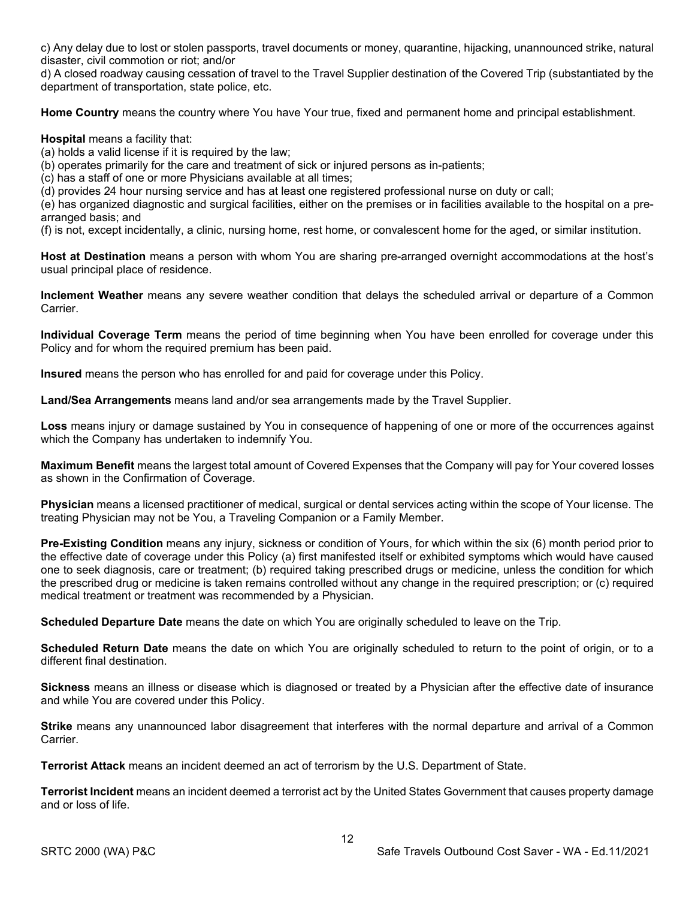c) Any delay due to lost or stolen passports, travel documents or money, quarantine, hijacking, unannounced strike, natural disaster, civil commotion or riot; and/or

d) A closed roadway causing cessation of travel to the Travel Supplier destination of the Covered Trip (substantiated by the department of transportation, state police, etc.

**Home Country** means the country where You have Your true, fixed and permanent home and principal establishment.

**Hospital** means a facility that:

(a) holds a valid license if it is required by the law;

(b) operates primarily for the care and treatment of sick or injured persons as in-patients;

(c) has a staff of one or more Physicians available at all times;

(d) provides 24 hour nursing service and has at least one registered professional nurse on duty or call;

(e) has organized diagnostic and surgical facilities, either on the premises or in facilities available to the hospital on a pre-arranged basis; and

(f) is not, except incidentally, a clinic, nursing home, rest home, or convalescent home for the aged, or similar institution.

**Host at Destination** means a person with whom You are sharing pre-arranged overnight accommodations at the host's usual principal place of residence.

**Inclement Weather** means any severe weather condition that delays the scheduled arrival or departure of a Common Carrier.

**Individual Coverage Term** means the period of time beginning when You have been enrolled for coverage under this Policy and for whom the required premium has been paid.

**Insured** means the person who has enrolled for and paid for coverage under this Policy.

**Land/Sea Arrangements** means land and/or sea arrangements made by the Travel Supplier.

**Loss** means injury or damage sustained by You in consequence of happening of one or more of the occurrences against which the Company has undertaken to indemnify You.

**Maximum Benefit** means the largest total amount of Covered Expenses that the Company will pay for Your covered losses as shown in the Confirmation of Coverage.

**Physician** means a licensed practitioner of medical, surgical or dental services acting within the scope of Your license. The treating Physician may not be You, a Traveling Companion or a Family Member.

**Pre-Existing Condition** means any injury, sickness or condition of Yours, for which within the six (6) month period prior to the effective date of coverage under this Policy (a) first manifested itself or exhibited symptoms which would have caused one to seek diagnosis, care or treatment; (b) required taking prescribed drugs or medicine, unless the condition for which the prescribed drug or medicine is taken remains controlled without any change in the required prescription; or (c) required medical treatment or treatment was recommended by a Physician.

**Scheduled Departure Date** means the date on which You are originally scheduled to leave on the Trip.

**Scheduled Return Date** means the date on which You are originally scheduled to return to the point of origin, or to a different final destination.

**Sickness** means an illness or disease which is diagnosed or treated by a Physician after the effective date of insurance and while You are covered under this Policy.

**Strike** means any unannounced labor disagreement that interferes with the normal departure and arrival of a Common Carrier.

**Terrorist Attack** means an incident deemed an act of terrorism by the U.S. Department of State.

**Terrorist Incident** means an incident deemed a terrorist act by the United States Government that causes property damage and or loss of life.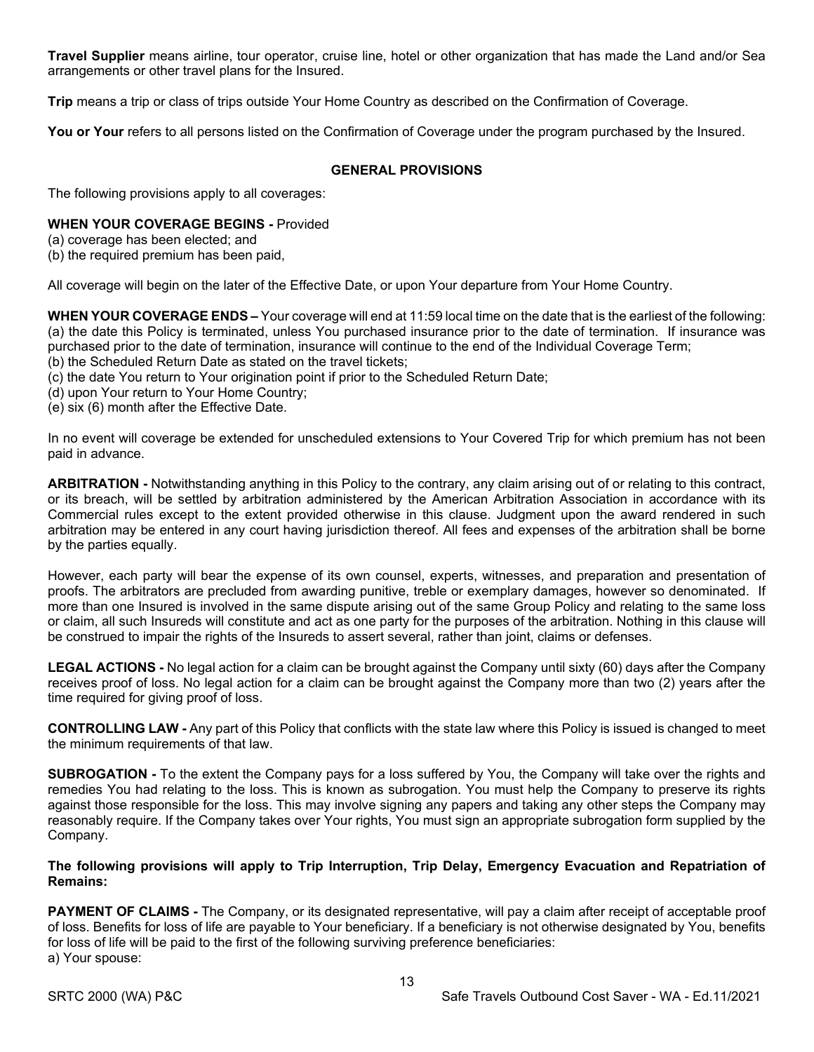**Travel Supplier** means airline, tour operator, cruise line, hotel or other organization that has made the Land and/or Sea arrangements or other travel plans for the Insured.

**Trip** means a trip or class of trips outside Your Home Country as described on the Confirmation of Coverage.

**You or Your** refers to all persons listed on the Confirmation of Coverage under the program purchased by the Insured.

## GENERAL PROVISIONS

The following provisions apply to all coverages:

**WHEN YOUR COVERAGE BEGINS -** Provided
(a) coverage has been elected; and
(b) the required premium has been paid,

All coverage will begin on the later of the Effective Date, or upon Your departure from Your Home Country.

**WHEN YOUR COVERAGE ENDS –** Your coverage will end at 11:59 local time on the date that is the earliest of the following:
(a) the date this Policy is terminated, unless You purchased insurance prior to the date of termination. If insurance was purchased prior to the date of termination, insurance will continue to the end of the Individual Coverage Term;
(b) the Scheduled Return Date as stated on the travel tickets;
(c) the date You return to Your origination point if prior to the Scheduled Return Date;
(d) upon Your return to Your Home Country;
(e) six (6) month after the Effective Date.

In no event will coverage be extended for unscheduled extensions to Your Covered Trip for which premium has not been paid in advance.

**ARBITRATION -** Notwithstanding anything in this Policy to the contrary, any claim arising out of or relating to this contract, or its breach, will be settled by arbitration administered by the American Arbitration Association in accordance with its Commercial rules except to the extent provided otherwise in this clause. Judgment upon the award rendered in such arbitration may be entered in any court having jurisdiction thereof. All fees and expenses of the arbitration shall be borne by the parties equally.

However, each party will bear the expense of its own counsel, experts, witnesses, and preparation and presentation of proofs. The arbitrators are precluded from awarding punitive, treble or exemplary damages, however so denominated. If more than one Insured is involved in the same dispute arising out of the same Group Policy and relating to the same loss or claim, all such Insureds will constitute and act as one party for the purposes of the arbitration. Nothing in this clause will be construed to impair the rights of the Insureds to assert several, rather than joint, claims or defenses.

**LEGAL ACTIONS -** No legal action for a claim can be brought against the Company until sixty (60) days after the Company receives proof of loss. No legal action for a claim can be brought against the Company more than two (2) years after the time required for giving proof of loss.

**CONTROLLING LAW -** Any part of this Policy that conflicts with the state law where this Policy is issued is changed to meet the minimum requirements of that law.

**SUBROGATION -** To the extent the Company pays for a loss suffered by You, the Company will take over the rights and remedies You had relating to the loss. This is known as subrogation. You must help the Company to preserve its rights against those responsible for the loss. This may involve signing any papers and taking any other steps the Company may reasonably require. If the Company takes over Your rights, You must sign an appropriate subrogation form supplied by the Company.

**The following provisions will apply to Trip Interruption, Trip Delay, Emergency Evacuation and Repatriation of Remains:**

**PAYMENT OF CLAIMS -** The Company, or its designated representative, will pay a claim after receipt of acceptable proof of loss. Benefits for loss of life are payable to Your beneficiary. If a beneficiary is not otherwise designated by You, benefits for loss of life will be paid to the first of the following surviving preference beneficiaries:
a) Your spouse: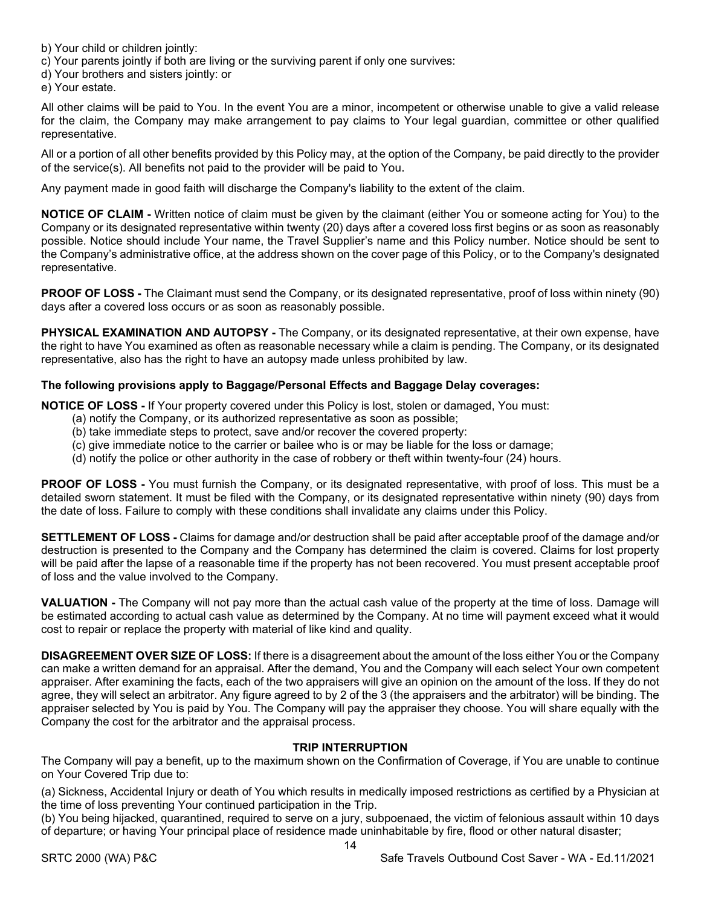b) Your child or children jointly:
c) Your parents jointly if both are living or the surviving parent if only one survives:
d) Your brothers and sisters jointly: or
e) Your estate.

All other claims will be paid to You. In the event You are a minor, incompetent or otherwise unable to give a valid release for the claim, the Company may make arrangement to pay claims to Your legal guardian, committee or other qualified representative.

All or a portion of all other benefits provided by this Policy may, at the option of the Company, be paid directly to the provider of the service(s). All benefits not paid to the provider will be paid to You.

Any payment made in good faith will discharge the Company's liability to the extent of the claim.

**NOTICE OF CLAIM -** Written notice of claim must be given by the claimant (either You or someone acting for You) to the Company or its designated representative within twenty (20) days after a covered loss first begins or as soon as reasonably possible. Notice should include Your name, the Travel Supplier's name and this Policy number. Notice should be sent to the Company's administrative office, at the address shown on the cover page of this Policy, or to the Company's designated representative.

**PROOF OF LOSS -** The Claimant must send the Company, or its designated representative, proof of loss within ninety (90) days after a covered loss occurs or as soon as reasonably possible.

**PHYSICAL EXAMINATION AND AUTOPSY -** The Company, or its designated representative, at their own expense, have the right to have You examined as often as reasonable necessary while a claim is pending. The Company, or its designated representative, also has the right to have an autopsy made unless prohibited by law.

**The following provisions apply to Baggage/Personal Effects and Baggage Delay coverages:**

**NOTICE OF LOSS -** If Your property covered under this Policy is lost, stolen or damaged, You must:

(a) notify the Company, or its authorized representative as soon as possible;
(b) take immediate steps to protect, save and/or recover the covered property:
(c) give immediate notice to the carrier or bailee who is or may be liable for the loss or damage;
(d) notify the police or other authority in the case of robbery or theft within twenty-four (24) hours.

**PROOF OF LOSS -** You must furnish the Company, or its designated representative, with proof of loss. This must be a detailed sworn statement. It must be filed with the Company, or its designated representative within ninety (90) days from the date of loss. Failure to comply with these conditions shall invalidate any claims under this Policy.

**SETTLEMENT OF LOSS -** Claims for damage and/or destruction shall be paid after acceptable proof of the damage and/or destruction is presented to the Company and the Company has determined the claim is covered. Claims for lost property will be paid after the lapse of a reasonable time if the property has not been recovered. You must present acceptable proof of loss and the value involved to the Company.

**VALUATION -** The Company will not pay more than the actual cash value of the property at the time of loss. Damage will be estimated according to actual cash value as determined by the Company. At no time will payment exceed what it would cost to repair or replace the property with material of like kind and quality.

**DISAGREEMENT OVER SIZE OF LOSS:** If there is a disagreement about the amount of the loss either You or the Company can make a written demand for an appraisal. After the demand, You and the Company will each select Your own competent appraiser. After examining the facts, each of the two appraisers will give an opinion on the amount of the loss. If they do not agree, they will select an arbitrator. Any figure agreed to by 2 of the 3 (the appraisers and the arbitrator) will be binding. The appraiser selected by You is paid by You. The Company will pay the appraiser they choose. You will share equally with the Company the cost for the arbitrator and the appraisal process.

## TRIP INTERRUPTION

The Company will pay a benefit, up to the maximum shown on the Confirmation of Coverage, if You are unable to continue on Your Covered Trip due to:

(a) Sickness, Accidental Injury or death of You which results in medically imposed restrictions as certified by a Physician at the time of loss preventing Your continued participation in the Trip.
(b) You being hijacked, quarantined, required to serve on a jury, subpoenaed, the victim of felonious assault within 10 days of departure; or having Your principal place of residence made uninhabitable by fire, flood or other natural disaster;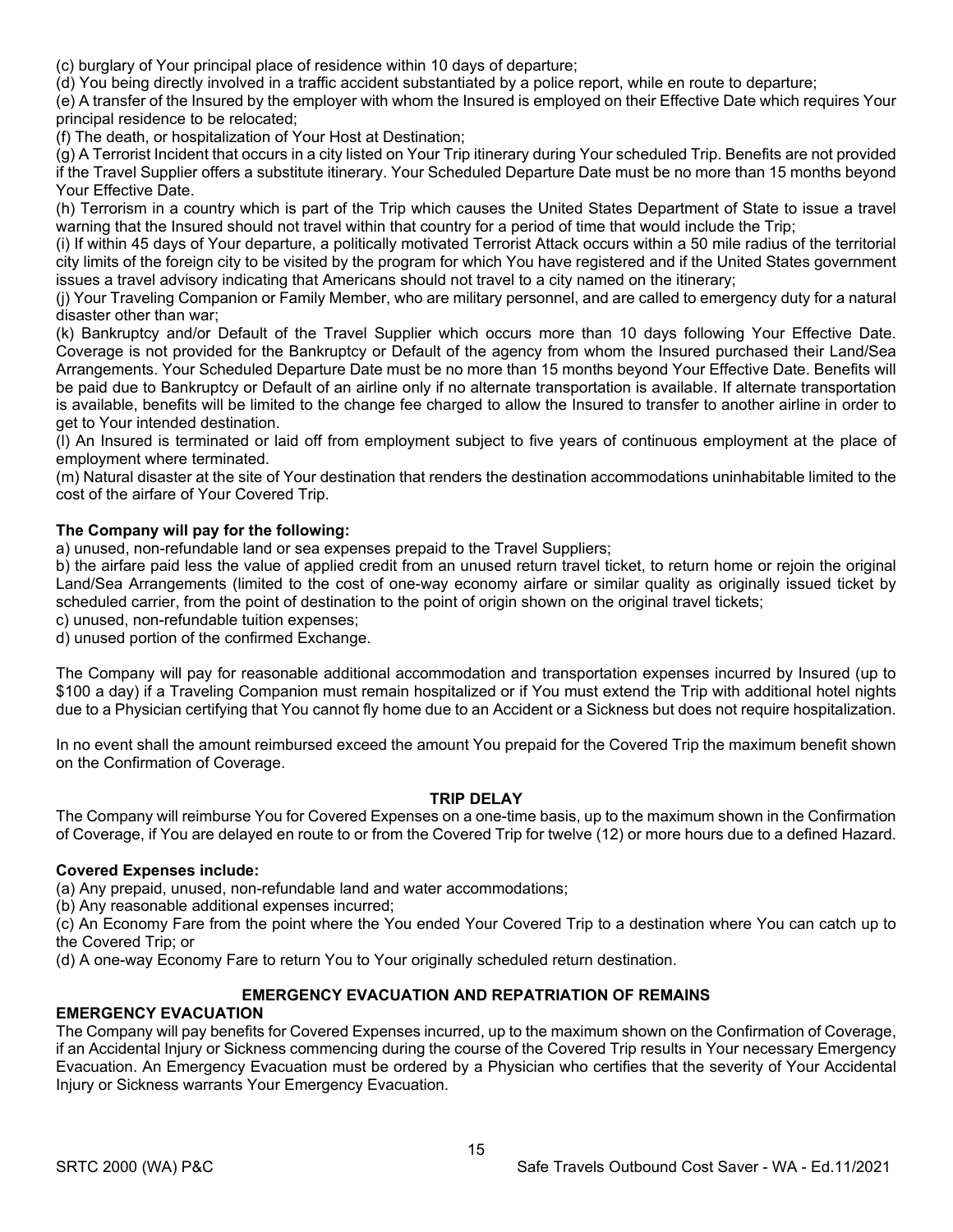(c) burglary of Your principal place of residence within 10 days of departure;

(d) You being directly involved in a traffic accident substantiated by a police report, while en route to departure;

(e) A transfer of the Insured by the employer with whom the Insured is employed on their Effective Date which requires Your principal residence to be relocated;

(f) The death, or hospitalization of Your Host at Destination;

(g) A Terrorist Incident that occurs in a city listed on Your Trip itinerary during Your scheduled Trip. Benefits are not provided if the Travel Supplier offers a substitute itinerary. Your Scheduled Departure Date must be no more than 15 months beyond Your Effective Date.

(h) Terrorism in a country which is part of the Trip which causes the United States Department of State to issue a travel warning that the Insured should not travel within that country for a period of time that would include the Trip;

(i) If within 45 days of Your departure, a politically motivated Terrorist Attack occurs within a 50 mile radius of the territorial city limits of the foreign city to be visited by the program for which You have registered and if the United States government issues a travel advisory indicating that Americans should not travel to a city named on the itinerary;

(j) Your Traveling Companion or Family Member, who are military personnel, and are called to emergency duty for a natural disaster other than war;

(k) Bankruptcy and/or Default of the Travel Supplier which occurs more than 10 days following Your Effective Date. Coverage is not provided for the Bankruptcy or Default of the agency from whom the Insured purchased their Land/Sea Arrangements. Your Scheduled Departure Date must be no more than 15 months beyond Your Effective Date. Benefits will be paid due to Bankruptcy or Default of an airline only if no alternate transportation is available. If alternate transportation is available, benefits will be limited to the change fee charged to allow the Insured to transfer to another airline in order to get to Your intended destination.

(l) An Insured is terminated or laid off from employment subject to five years of continuous employment at the place of employment where terminated.

(m) Natural disaster at the site of Your destination that renders the destination accommodations uninhabitable limited to the cost of the airfare of Your Covered Trip.

**The Company will pay for the following:**

a) unused, non-refundable land or sea expenses prepaid to the Travel Suppliers;

b) the airfare paid less the value of applied credit from an unused return travel ticket, to return home or rejoin the original Land/Sea Arrangements (limited to the cost of one-way economy airfare or similar quality as originally issued ticket by scheduled carrier, from the point of destination to the point of origin shown on the original travel tickets;

c) unused, non-refundable tuition expenses;

d) unused portion of the confirmed Exchange.

The Company will pay for reasonable additional accommodation and transportation expenses incurred by Insured (up to $100 a day) if a Traveling Companion must remain hospitalized or if You must extend the Trip with additional hotel nights due to a Physician certifying that You cannot fly home due to an Accident or a Sickness but does not require hospitalization.

In no event shall the amount reimbursed exceed the amount You prepaid for the Covered Trip the maximum benefit shown on the Confirmation of Coverage.

## TRIP DELAY

The Company will reimburse You for Covered Expenses on a one-time basis, up to the maximum shown in the Confirmation of Coverage, if You are delayed en route to or from the Covered Trip for twelve (12) or more hours due to a defined Hazard.

**Covered Expenses include:**

(a) Any prepaid, unused, non-refundable land and water accommodations;

(b) Any reasonable additional expenses incurred;

(c) An Economy Fare from the point where the You ended Your Covered Trip to a destination where You can catch up to the Covered Trip; or

(d) A one-way Economy Fare to return You to Your originally scheduled return destination.

## EMERGENCY EVACUATION AND REPATRIATION OF REMAINS

### EMERGENCY EVACUATION

The Company will pay benefits for Covered Expenses incurred, up to the maximum shown on the Confirmation of Coverage, if an Accidental Injury or Sickness commencing during the course of the Covered Trip results in Your necessary Emergency Evacuation. An Emergency Evacuation must be ordered by a Physician who certifies that the severity of Your Accidental Injury or Sickness warrants Your Emergency Evacuation.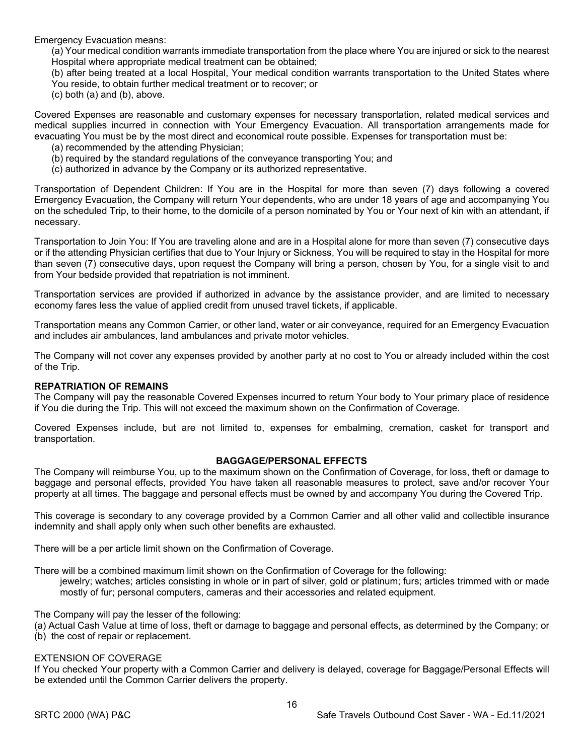Emergency Evacuation means:

(a) Your medical condition warrants immediate transportation from the place where You are injured or sick to the nearest Hospital where appropriate medical treatment can be obtained;

(b) after being treated at a local Hospital, Your medical condition warrants transportation to the United States where You reside, to obtain further medical treatment or to recover; or

(c) both (a) and (b), above.

Covered Expenses are reasonable and customary expenses for necessary transportation, related medical services and medical supplies incurred in connection with Your Emergency Evacuation. All transportation arrangements made for evacuating You must be by the most direct and economical route possible. Expenses for transportation must be:

(a) recommended by the attending Physician;

(b) required by the standard regulations of the conveyance transporting You; and

(c) authorized in advance by the Company or its authorized representative.

Transportation of Dependent Children: If You are in the Hospital for more than seven (7) days following a covered Emergency Evacuation, the Company will return Your dependents, who are under 18 years of age and accompanying You on the scheduled Trip, to their home, to the domicile of a person nominated by You or Your next of kin with an attendant, if necessary.

Transportation to Join You: If You are traveling alone and are in a Hospital alone for more than seven (7) consecutive days or if the attending Physician certifies that due to Your Injury or Sickness, You will be required to stay in the Hospital for more than seven (7) consecutive days, upon request the Company will bring a person, chosen by You, for a single visit to and from Your bedside provided that repatriation is not imminent.

Transportation services are provided if authorized in advance by the assistance provider, and are limited to necessary economy fares less the value of applied credit from unused travel tickets, if applicable.

Transportation means any Common Carrier, or other land, water or air conveyance, required for an Emergency Evacuation and includes air ambulances, land ambulances and private motor vehicles.

The Company will not cover any expenses provided by another party at no cost to You or already included within the cost of the Trip.

**REPATRIATION OF REMAINS**

The Company will pay the reasonable Covered Expenses incurred to return Your body to Your primary place of residence if You die during the Trip. This will not exceed the maximum shown on the Confirmation of Coverage.

Covered Expenses include, but are not limited to, expenses for embalming, cremation, casket for transport and transportation.

## BAGGAGE/PERSONAL EFFECTS

The Company will reimburse You, up to the maximum shown on the Confirmation of Coverage, for loss, theft or damage to baggage and personal effects, provided You have taken all reasonable measures to protect, save and/or recover Your property at all times. The baggage and personal effects must be owned by and accompany You during the Covered Trip.

This coverage is secondary to any coverage provided by a Common Carrier and all other valid and collectible insurance indemnity and shall apply only when such other benefits are exhausted.

There will be a per article limit shown on the Confirmation of Coverage.

There will be a combined maximum limit shown on the Confirmation of Coverage for the following:

jewelry; watches; articles consisting in whole or in part of silver, gold or platinum; furs; articles trimmed with or made mostly of fur; personal computers, cameras and their accessories and related equipment.

The Company will pay the lesser of the following:

(a) Actual Cash Value at time of loss, theft or damage to baggage and personal effects, as determined by the Company; or

(b) the cost of repair or replacement.

EXTENSION OF COVERAGE

If You checked Your property with a Common Carrier and delivery is delayed, coverage for Baggage/Personal Effects will be extended until the Common Carrier delivers the property.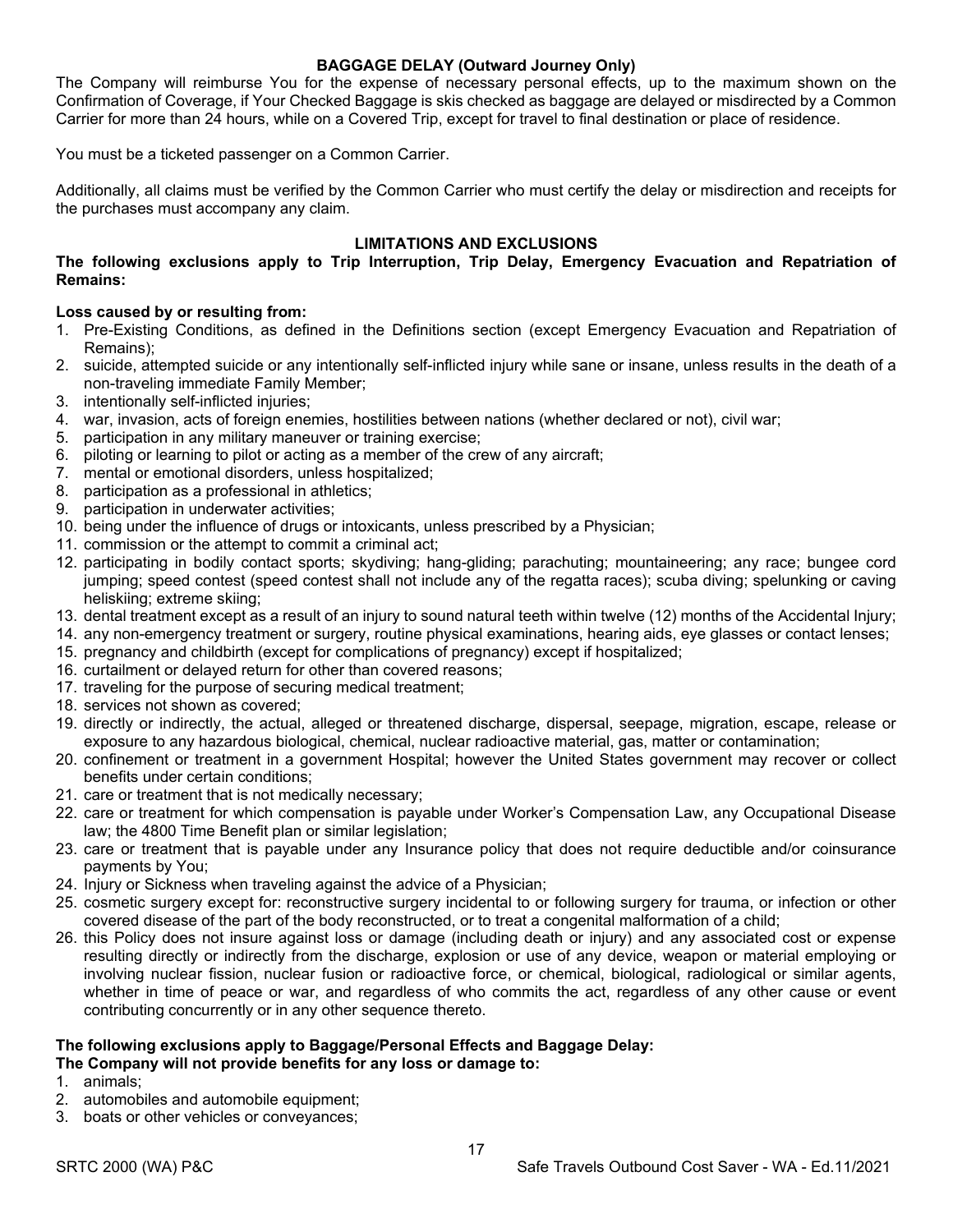### BAGGAGE DELAY (Outward Journey Only)

The Company will reimburse You for the expense of necessary personal effects, up to the maximum shown on the Confirmation of Coverage, if Your Checked Baggage is skis checked as baggage are delayed or misdirected by a Common Carrier for more than 24 hours, while on a Covered Trip, except for travel to final destination or place of residence.

You must be a ticketed passenger on a Common Carrier.

Additionally, all claims must be verified by the Common Carrier who must certify the delay or misdirection and receipts for the purchases must accompany any claim.

### LIMITATIONS AND EXCLUSIONS

**The following exclusions apply to Trip Interruption, Trip Delay, Emergency Evacuation and Repatriation of Remains:**

**Loss caused by or resulting from:**

1. Pre-Existing Conditions, as defined in the Definitions section (except Emergency Evacuation and Repatriation of Remains);
2. suicide, attempted suicide or any intentionally self-inflicted injury while sane or insane, unless results in the death of a non-traveling immediate Family Member;
3. intentionally self-inflicted injuries;
4. war, invasion, acts of foreign enemies, hostilities between nations (whether declared or not), civil war;
5. participation in any military maneuver or training exercise;
6. piloting or learning to pilot or acting as a member of the crew of any aircraft;
7. mental or emotional disorders, unless hospitalized;
8. participation as a professional in athletics;
9. participation in underwater activities;
10. being under the influence of drugs or intoxicants, unless prescribed by a Physician;
11. commission or the attempt to commit a criminal act;
12. participating in bodily contact sports; skydiving; hang-gliding; parachuting; mountaineering; any race; bungee cord jumping; speed contest (speed contest shall not include any of the regatta races); scuba diving; spelunking or caving heliskiing; extreme skiing;
13. dental treatment except as a result of an injury to sound natural teeth within twelve (12) months of the Accidental Injury;
14. any non-emergency treatment or surgery, routine physical examinations, hearing aids, eye glasses or contact lenses;
15. pregnancy and childbirth (except for complications of pregnancy) except if hospitalized;
16. curtailment or delayed return for other than covered reasons;
17. traveling for the purpose of securing medical treatment;
18. services not shown as covered;
19. directly or indirectly, the actual, alleged or threatened discharge, dispersal, seepage, migration, escape, release or exposure to any hazardous biological, chemical, nuclear radioactive material, gas, matter or contamination;
20. confinement or treatment in a government Hospital; however the United States government may recover or collect benefits under certain conditions;
21. care or treatment that is not medically necessary;
22. care or treatment for which compensation is payable under Worker's Compensation Law, any Occupational Disease law; the 4800 Time Benefit plan or similar legislation;
23. care or treatment that is payable under any Insurance policy that does not require deductible and/or coinsurance payments by You;
24. Injury or Sickness when traveling against the advice of a Physician;
25. cosmetic surgery except for: reconstructive surgery incidental to or following surgery for trauma, or infection or other covered disease of the part of the body reconstructed, or to treat a congenital malformation of a child;
26. this Policy does not insure against loss or damage (including death or injury) and any associated cost or expense resulting directly or indirectly from the discharge, explosion or use of any device, weapon or material employing or involving nuclear fission, nuclear fusion or radioactive force, or chemical, biological, radiological or similar agents, whether in time of peace or war, and regardless of who commits the act, regardless of any other cause or event contributing concurrently or in any other sequence thereto.

**The following exclusions apply to Baggage/Personal Effects and Baggage Delay:**
**The Company will not provide benefits for any loss or damage to:**

1. animals;
2. automobiles and automobile equipment;
3. boats or other vehicles or conveyances;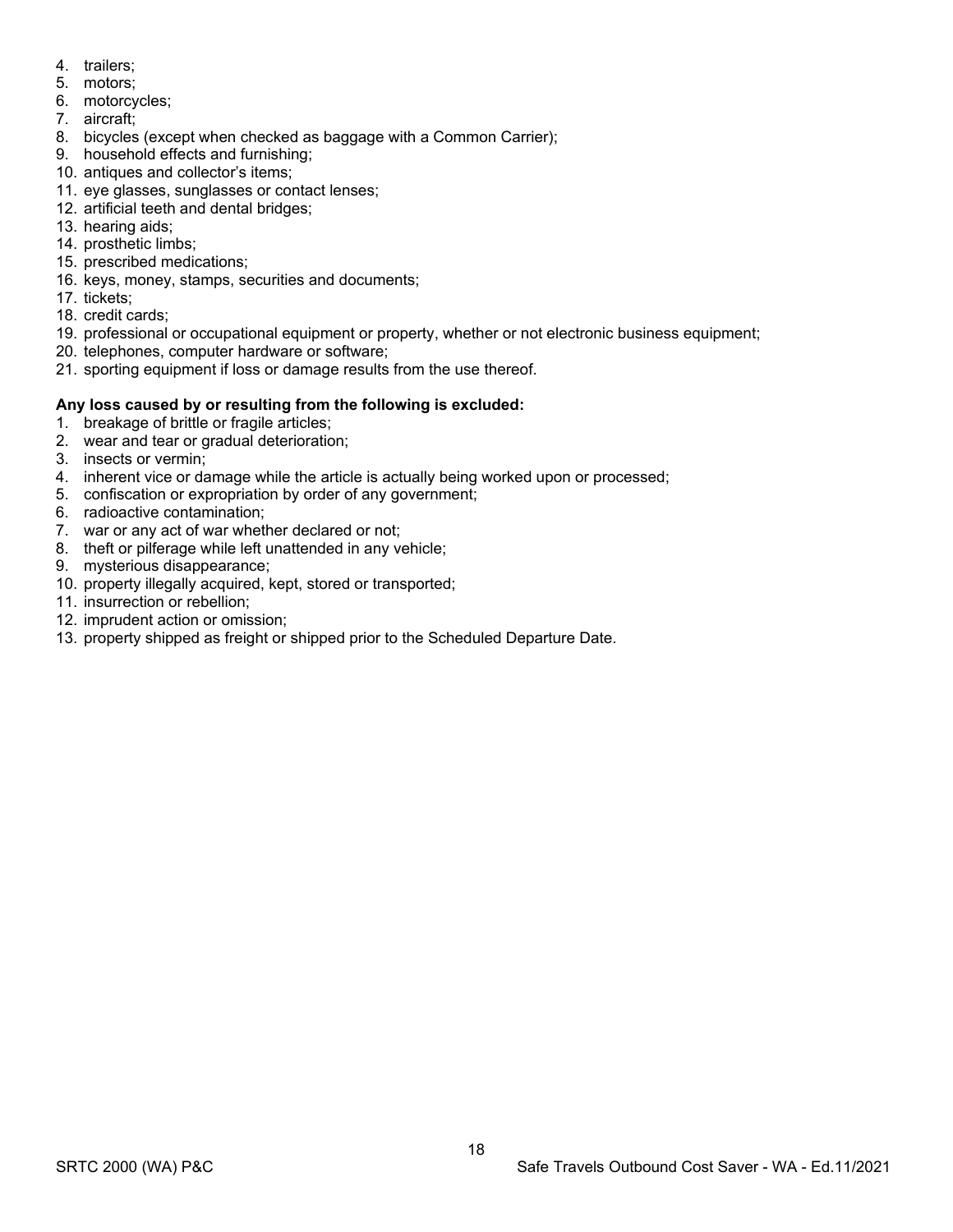4. trailers;
5. motors;
6. motorcycles;
7. aircraft;
8. bicycles (except when checked as baggage with a Common Carrier);
9. household effects and furnishing;
10. antiques and collector's items;
11. eye glasses, sunglasses or contact lenses;
12. artificial teeth and dental bridges;
13. hearing aids;
14. prosthetic limbs;
15. prescribed medications;
16. keys, money, stamps, securities and documents;
17. tickets;
18. credit cards;
19. professional or occupational equipment or property, whether or not electronic business equipment;
20. telephones, computer hardware or software;
21. sporting equipment if loss or damage results from the use thereof.

**Any loss caused by or resulting from the following is excluded:**

1. breakage of brittle or fragile articles;
2. wear and tear or gradual deterioration;
3. insects or vermin;
4. inherent vice or damage while the article is actually being worked upon or processed;
5. confiscation or expropriation by order of any government;
6. radioactive contamination;
7. war or any act of war whether declared or not;
8. theft or pilferage while left unattended in any vehicle;
9. mysterious disappearance;
10. property illegally acquired, kept, stored or transported;
11. insurrection or rebellion;
12. imprudent action or omission;
13. property shipped as freight or shipped prior to the Scheduled Departure Date.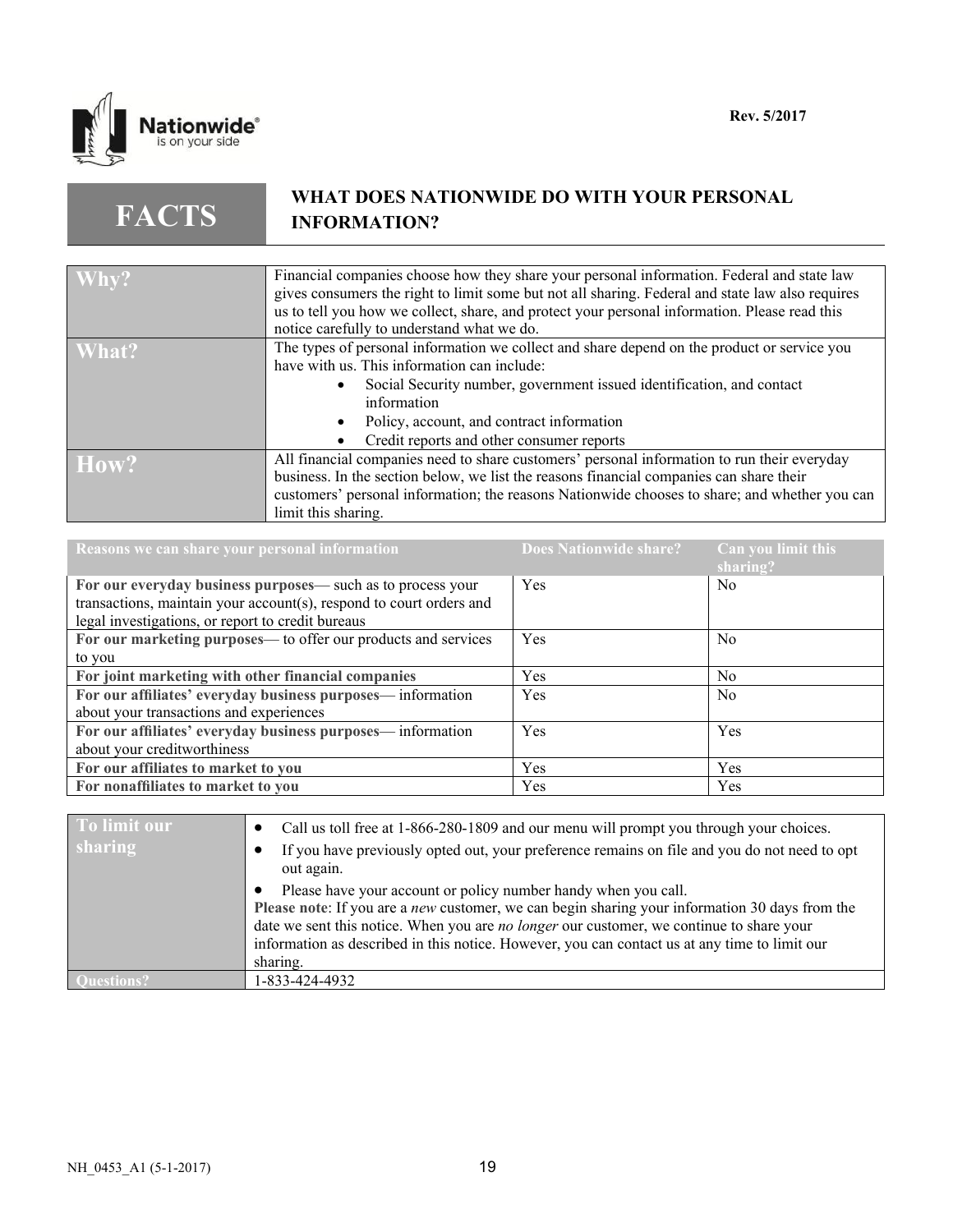Rev. 5/2017

# FACTS — WHAT DOES NATIONWIDE DO WITH YOUR PERSONAL INFORMATION?

| | |
|---|---|
| **Why?** | Financial companies choose how they share your personal information. Federal and state law gives consumers the right to limit some but not all sharing. Federal and state law also requires us to tell you how we collect, share, and protect your personal information. Please read this notice carefully to understand what we do. |
| **What?** | The types of personal information we collect and share depend on the product or service you have with us. This information can include: <br>• Social Security number, government issued identification, and contact information <br>• Policy, account, and contract information <br>• Credit reports and other consumer reports |
| **How?** | All financial companies need to share customers' personal information to run their everyday business. In the section below, we list the reasons financial companies can share their customers' personal information; the reasons Nationwide chooses to share; and whether you can limit this sharing. |

| Reasons we can share your personal information | Does Nationwide share? | Can you limit this sharing? |
|---|---|---|
| **For our everyday business purposes**— such as to process your transactions, maintain your account(s), respond to court orders and legal investigations, or report to credit bureaus | Yes | No |
| **For our marketing purposes**— to offer our products and services to you | Yes | No |
| **For joint marketing with other financial companies** | Yes | No |
| **For our affiliates' everyday business purposes**— information about your transactions and experiences | Yes | No |
| **For our affiliates' everyday business purposes**— information about your creditworthiness | Yes | Yes |
| **For our affiliates to market to you** | Yes | Yes |
| **For nonaffiliates to market to you** | Yes | Yes |

| | |
|---|---|
| **To limit our sharing** | • Call us toll free at 1-866-280-1809 and our menu will prompt you through your choices. <br>• If you have previously opted out, your preference remains on file and you do not need to opt out again. <br>• Please have your account or policy number handy when you call. <br>**Please note**: If you are a *new* customer, we can begin sharing your information 30 days from the date we sent this notice. When you are *no longer* our customer, we continue to share your information as described in this notice. However, you can contact us at any time to limit our sharing. |
| **Questions?** | 1-833-424-4932 |

NH_0453_A1 (5-1-2017)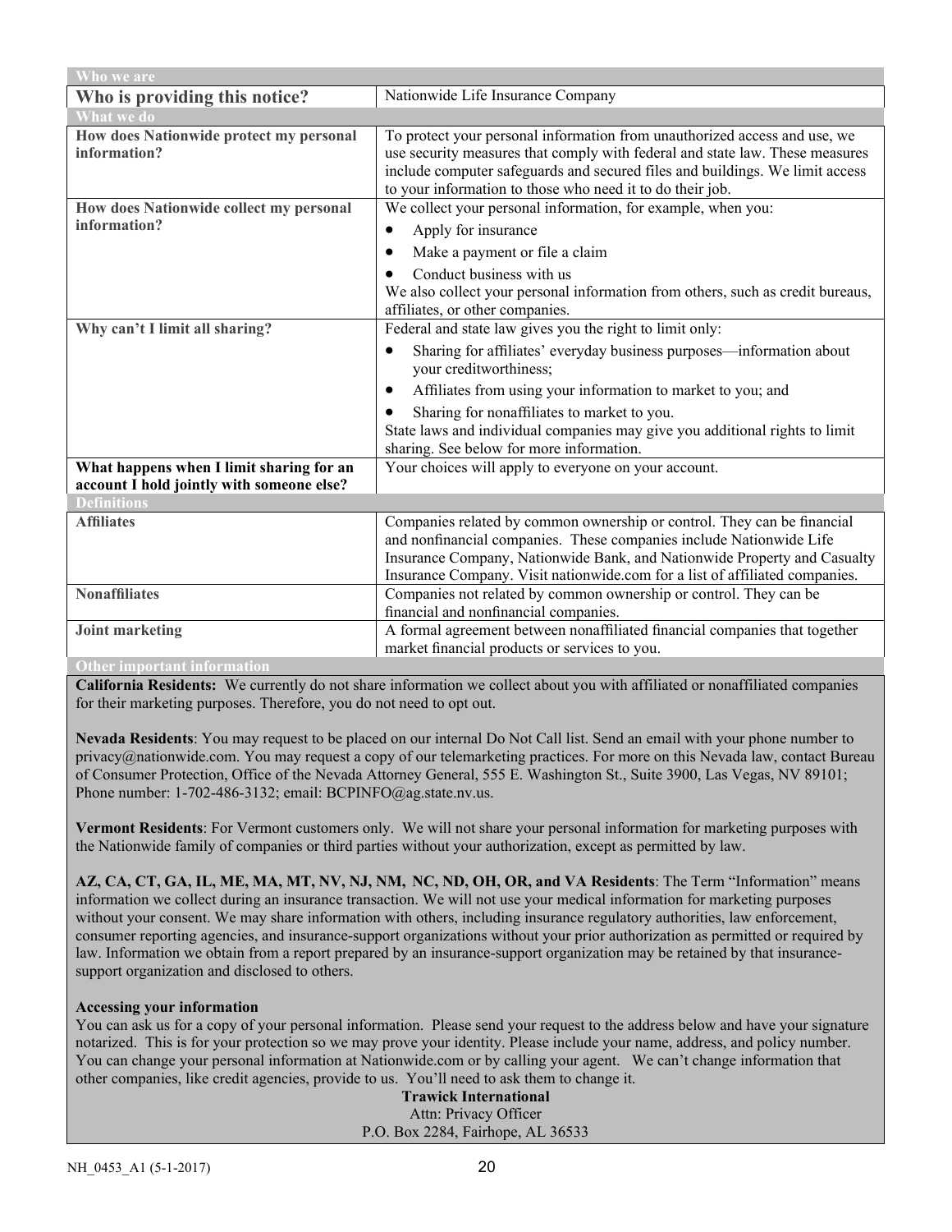| Who we are | |
|---|---|
| **Who is providing this notice?** | Nationwide Life Insurance Company |
| **What we do** | |
| **How does Nationwide protect my personal information?** | To protect your personal information from unauthorized access and use, we use security measures that comply with federal and state law. These measures include computer safeguards and secured files and buildings. We limit access to your information to those who need it to do their job. |
| **How does Nationwide collect my personal information?** | We collect your personal information, for example, when you:<br>• Apply for insurance<br>• Make a payment or file a claim<br>• Conduct business with us<br>We also collect your personal information from others, such as credit bureaus, affiliates, or other companies. |
| **Why can't I limit all sharing?** | Federal and state law gives you the right to limit only:<br>• Sharing for affiliates' everyday business purposes—information about your creditworthiness;<br>• Affiliates from using your information to market to you; and<br>• Sharing for nonaffiliates to market to you.<br>State laws and individual companies may give you additional rights to limit sharing. See below for more information. |
| **What happens when I limit sharing for an account I hold jointly with someone else?** | Your choices will apply to everyone on your account. |
| **Definitions** | |
| **Affiliates** | Companies related by common ownership or control. They can be financial and nonfinancial companies. These companies include Nationwide Life Insurance Company, Nationwide Bank, and Nationwide Property and Casualty Insurance Company. Visit nationwide.com for a list of affiliated companies. |
| **Nonaffiliates** | Companies not related by common ownership or control. They can be financial and nonfinancial companies. |
| **Joint marketing** | A formal agreement between nonaffiliated financial companies that together market financial products or services to you. |

**Other important information**

**California Residents:** We currently do not share information we collect about you with affiliated or nonaffiliated companies for their marketing purposes. Therefore, you do not need to opt out.

**Nevada Residents**: You may request to be placed on our internal Do Not Call list. Send an email with your phone number to privacy@nationwide.com. You may request a copy of our telemarketing practices. For more on this Nevada law, contact Bureau of Consumer Protection, Office of the Nevada Attorney General, 555 E. Washington St., Suite 3900, Las Vegas, NV 89101; Phone number: 1-702-486-3132; email: BCPINFO@ag.state.nv.us.

**Vermont Residents**: For Vermont customers only. We will not share your personal information for marketing purposes with the Nationwide family of companies or third parties without your authorization, except as permitted by law.

**AZ, CA, CT, GA, IL, ME, MA, MT, NV, NJ, NM, NC, ND, OH, OR, and VA Residents**: The Term "Information" means information we collect during an insurance transaction. We will not use your medical information for marketing purposes without your consent. We may share information with others, including insurance regulatory authorities, law enforcement, consumer reporting agencies, and insurance-support organizations without your prior authorization as permitted or required by law. Information we obtain from a report prepared by an insurance-support organization may be retained by that insurance-support organization and disclosed to others.

**Accessing your information**

You can ask us for a copy of your personal information. Please send your request to the address below and have your signature notarized. This is for your protection so we may prove your identity. Please include your name, address, and policy number. You can change your personal information at Nationwide.com or by calling your agent. We can't change information that other companies, like credit agencies, provide to us. You'll need to ask them to change it.

**Trawick International**
Attn: Privacy Officer
P.O. Box 2284, Fairhope, AL 36533

NH_0453_A1 (5-1-2017)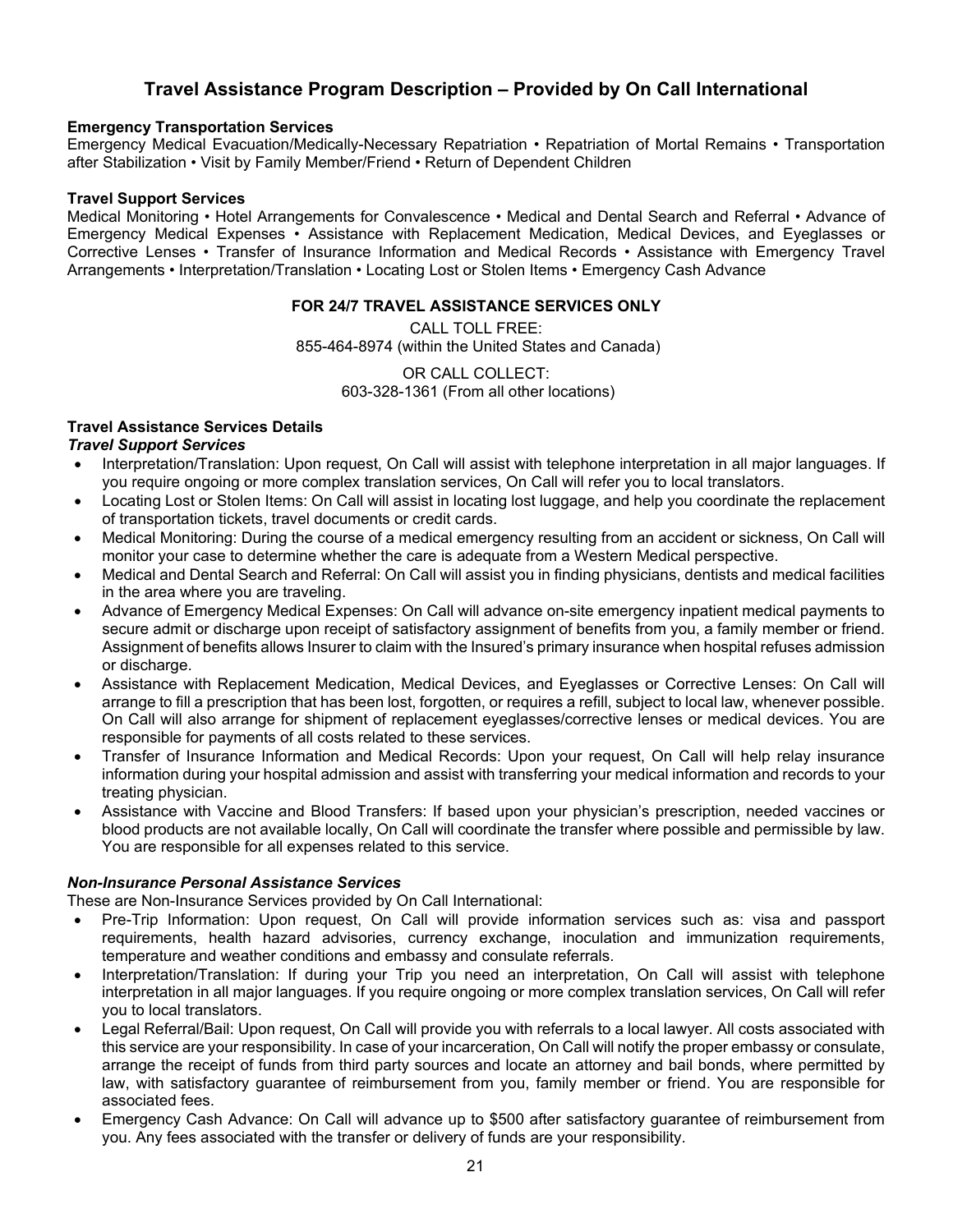## Travel Assistance Program Description – Provided by On Call International

**Emergency Transportation Services**
Emergency Medical Evacuation/Medically-Necessary Repatriation • Repatriation of Mortal Remains • Transportation after Stabilization • Visit by Family Member/Friend • Return of Dependent Children

**Travel Support Services**
Medical Monitoring • Hotel Arrangements for Convalescence • Medical and Dental Search and Referral • Advance of Emergency Medical Expenses • Assistance with Replacement Medication, Medical Devices, and Eyeglasses or Corrective Lenses • Transfer of Insurance Information and Medical Records • Assistance with Emergency Travel Arrangements • Interpretation/Translation • Locating Lost or Stolen Items • Emergency Cash Advance

**FOR 24/7 TRAVEL ASSISTANCE SERVICES ONLY**

CALL TOLL FREE:
855-464-8974 (within the United States and Canada)

OR CALL COLLECT:
603-328-1361 (From all other locations)

**Travel Assistance Services Details**
***Travel Support Services***

- Interpretation/Translation: Upon request, On Call will assist with telephone interpretation in all major languages. If you require ongoing or more complex translation services, On Call will refer you to local translators.
- Locating Lost or Stolen Items: On Call will assist in locating lost luggage, and help you coordinate the replacement of transportation tickets, travel documents or credit cards.
- Medical Monitoring: During the course of a medical emergency resulting from an accident or sickness, On Call will monitor your case to determine whether the care is adequate from a Western Medical perspective.
- Medical and Dental Search and Referral: On Call will assist you in finding physicians, dentists and medical facilities in the area where you are traveling.
- Advance of Emergency Medical Expenses: On Call will advance on-site emergency inpatient medical payments to secure admit or discharge upon receipt of satisfactory assignment of benefits from you, a family member or friend. Assignment of benefits allows Insurer to claim with the Insured's primary insurance when hospital refuses admission or discharge.
- Assistance with Replacement Medication, Medical Devices, and Eyeglasses or Corrective Lenses: On Call will arrange to fill a prescription that has been lost, forgotten, or requires a refill, subject to local law, whenever possible. On Call will also arrange for shipment of replacement eyeglasses/corrective lenses or medical devices. You are responsible for payments of all costs related to these services.
- Transfer of Insurance Information and Medical Records: Upon your request, On Call will help relay insurance information during your hospital admission and assist with transferring your medical information and records to your treating physician.
- Assistance with Vaccine and Blood Transfers: If based upon your physician's prescription, needed vaccines or blood products are not available locally, On Call will coordinate the transfer where possible and permissible by law. You are responsible for all expenses related to this service.

***Non-Insurance Personal Assistance Services***
These are Non-Insurance Services provided by On Call International:

- Pre-Trip Information: Upon request, On Call will provide information services such as: visa and passport requirements, health hazard advisories, currency exchange, inoculation and immunization requirements, temperature and weather conditions and embassy and consulate referrals.
- Interpretation/Translation: If during your Trip you need an interpretation, On Call will assist with telephone interpretation in all major languages. If you require ongoing or more complex translation services, On Call will refer you to local translators.
- Legal Referral/Bail: Upon request, On Call will provide you with referrals to a local lawyer. All costs associated with this service are your responsibility. In case of your incarceration, On Call will notify the proper embassy or consulate, arrange the receipt of funds from third party sources and locate an attorney and bail bonds, where permitted by law, with satisfactory guarantee of reimbursement from you, family member or friend. You are responsible for associated fees.
- Emergency Cash Advance: On Call will advance up to $500 after satisfactory guarantee of reimbursement from you. Any fees associated with the transfer or delivery of funds are your responsibility.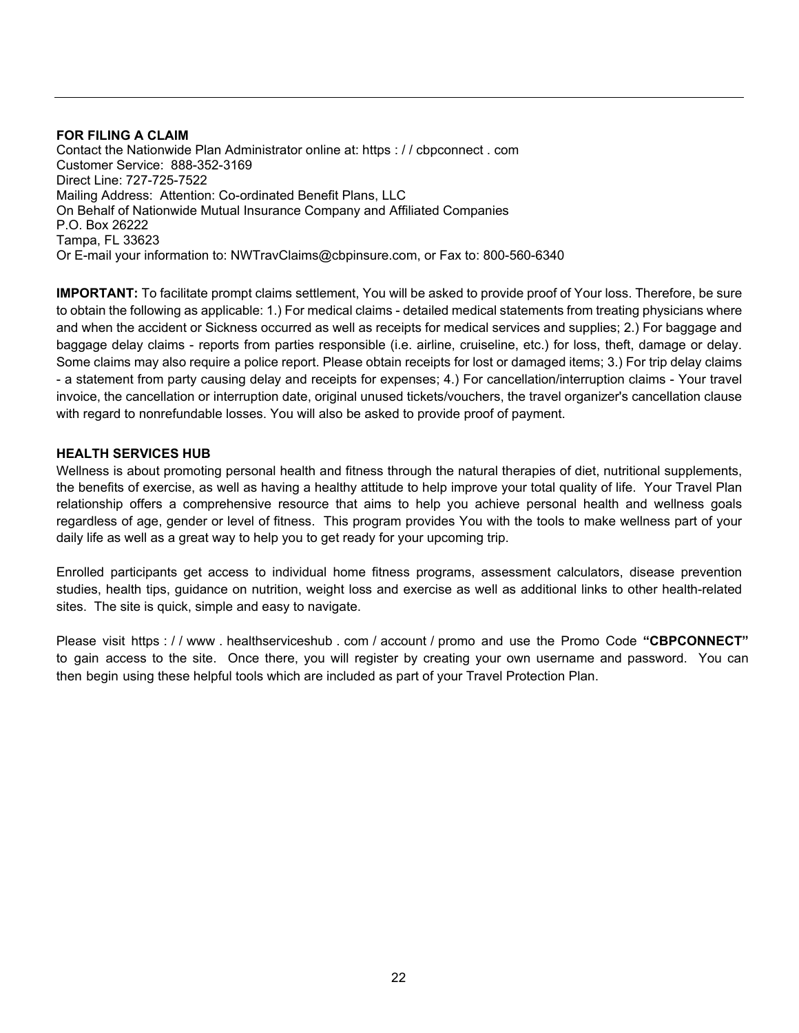**FOR FILING A CLAIM**

Contact the Nationwide Plan Administrator online at: https : / / cbpconnect . com
Customer Service: 888-352-3169
Direct Line: 727-725-7522
Mailing Address: Attention: Co-ordinated Benefit Plans, LLC
On Behalf of Nationwide Mutual Insurance Company and Affiliated Companies
P.O. Box 26222
Tampa, FL 33623
Or E-mail your information to: NWTravClaims@cbpinsure.com, or Fax to: 800-560-6340

**IMPORTANT:** To facilitate prompt claims settlement, You will be asked to provide proof of Your loss. Therefore, be sure to obtain the following as applicable: 1.) For medical claims - detailed medical statements from treating physicians where and when the accident or Sickness occurred as well as receipts for medical services and supplies; 2.) For baggage and baggage delay claims - reports from parties responsible (i.e. airline, cruiseline, etc.) for loss, theft, damage or delay. Some claims may also require a police report. Please obtain receipts for lost or damaged items; 3.) For trip delay claims - a statement from party causing delay and receipts for expenses; 4.) For cancellation/interruption claims - Your travel invoice, the cancellation or interruption date, original unused tickets/vouchers, the travel organizer's cancellation clause with regard to nonrefundable losses. You will also be asked to provide proof of payment.

**HEALTH SERVICES HUB**

Wellness is about promoting personal health and fitness through the natural therapies of diet, nutritional supplements, the benefits of exercise, as well as having a healthy attitude to help improve your total quality of life. Your Travel Plan relationship offers a comprehensive resource that aims to help you achieve personal health and wellness goals regardless of age, gender or level of fitness. This program provides You with the tools to make wellness part of your daily life as well as a great way to help you to get ready for your upcoming trip.

Enrolled participants get access to individual home fitness programs, assessment calculators, disease prevention studies, health tips, guidance on nutrition, weight loss and exercise as well as additional links to other health-related sites. The site is quick, simple and easy to navigate.

Please visit https : / / www . healthserviceshub . com / account / promo and use the Promo Code **"CBPCONNECT"** to gain access to the site. Once there, you will register by creating your own username and password. You can then begin using these helpful tools which are included as part of your Travel Protection Plan.